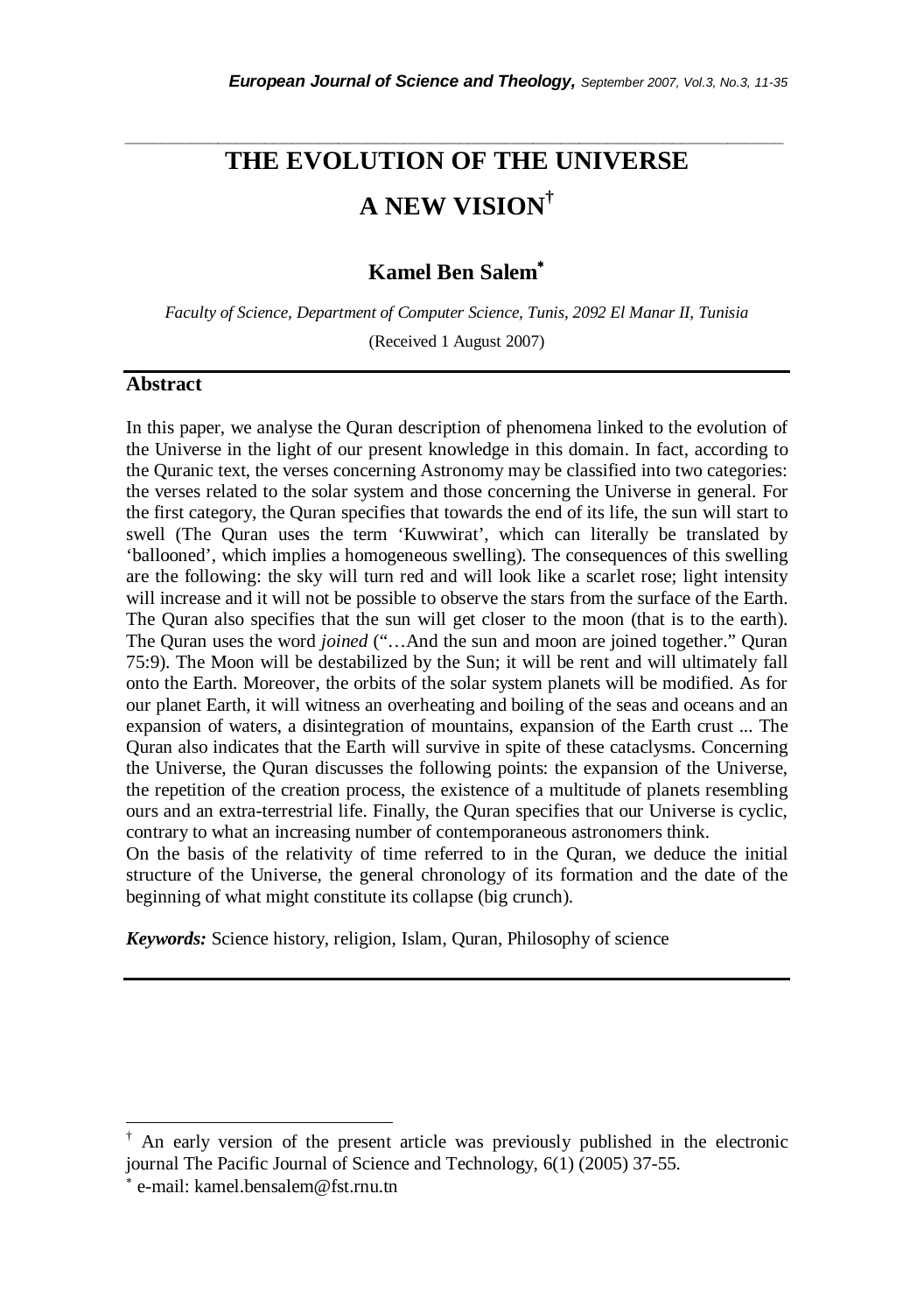# THE EVOLUTION OF THE UNIVERSE A NEW VISION[†]

## Kamel Ben Salem[*]

*Faculty of Science, Department of Computer Science, Tunis, 2092 El Manar II, Tunisia*

(Received 1 August 2007)

## Abstract

In this paper, we analyse the Quran description of phenomena linked to the evolution of the Universe in the light of our present knowledge in this domain. In fact, according to the Quranic text, the verses concerning Astronomy may be classified into two categories: the verses related to the solar system and those concerning the Universe in general. For the first category, the Quran specifies that towards the end of its life, the sun will start to swell (The Quran uses the term 'Kuwwirat', which can literally be translated by 'ballooned', which implies a homogeneous swelling). The consequences of this swelling are the following: the sky will turn red and will look like a scarlet rose; light intensity will increase and it will not be possible to observe the stars from the surface of the Earth. The Quran also specifies that the sun will get closer to the moon (that is to the earth). The Quran uses the word *joined* ("…And the sun and moon are joined together." Quran 75:9). The Moon will be destabilized by the Sun; it will be rent and will ultimately fall onto the Earth. Moreover, the orbits of the solar system planets will be modified. As for our planet Earth, it will witness an overheating and boiling of the seas and oceans and an expansion of waters, a disintegration of mountains, expansion of the Earth crust ... The Quran also indicates that the Earth will survive in spite of these cataclysms. Concerning the Universe, the Quran discusses the following points: the expansion of the Universe, the repetition of the creation process, the existence of a multitude of planets resembling ours and an extra-terrestrial life. Finally, the Quran specifies that our Universe is cyclic, contrary to what an increasing number of contemporaneous astronomers think.

On the basis of the relativity of time referred to in the Quran, we deduce the initial structure of the Universe, the general chronology of its formation and the date of the beginning of what might constitute its collapse (big crunch).

***Keywords:*** Science history, religion, Islam, Quran, Philosophy of science

---

[†] An early version of the present article was previously published in the electronic journal The Pacific Journal of Science and Technology, 6(1) (2005) 37-55.

[*] e-mail: kamel.bensalem@fst.rnu.tn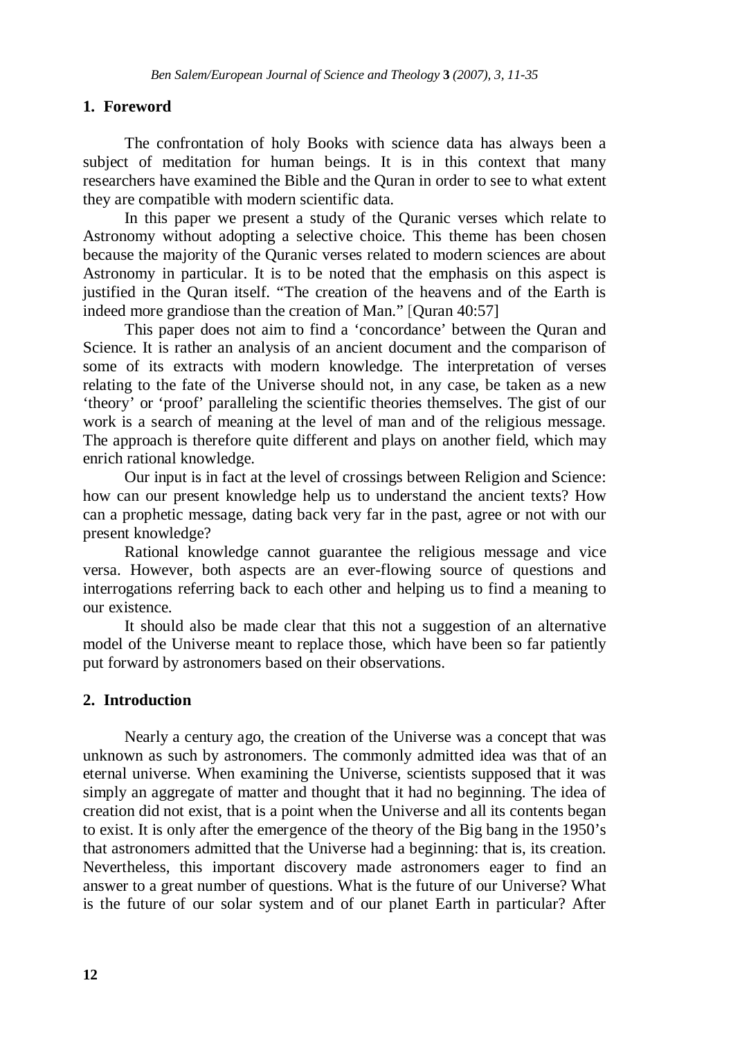## 1. Foreword

The confrontation of holy Books with science data has always been a subject of meditation for human beings. It is in this context that many researchers have examined the Bible and the Quran in order to see to what extent they are compatible with modern scientific data.

In this paper we present a study of the Quranic verses which relate to Astronomy without adopting a selective choice. This theme has been chosen because the majority of the Quranic verses related to modern sciences are about Astronomy in particular. It is to be noted that the emphasis on this aspect is justified in the Quran itself. "The creation of the heavens and of the Earth is indeed more grandiose than the creation of Man." [Quran 40:57]

This paper does not aim to find a 'concordance' between the Quran and Science. It is rather an analysis of an ancient document and the comparison of some of its extracts with modern knowledge. The interpretation of verses relating to the fate of the Universe should not, in any case, be taken as a new 'theory' or 'proof' paralleling the scientific theories themselves. The gist of our work is a search of meaning at the level of man and of the religious message. The approach is therefore quite different and plays on another field, which may enrich rational knowledge.

Our input is in fact at the level of crossings between Religion and Science: how can our present knowledge help us to understand the ancient texts? How can a prophetic message, dating back very far in the past, agree or not with our present knowledge?

Rational knowledge cannot guarantee the religious message and vice versa. However, both aspects are an ever-flowing source of questions and interrogations referring back to each other and helping us to find a meaning to our existence.

It should also be made clear that this not a suggestion of an alternative model of the Universe meant to replace those, which have been so far patiently put forward by astronomers based on their observations.

## 2. Introduction

Nearly a century ago, the creation of the Universe was a concept that was unknown as such by astronomers. The commonly admitted idea was that of an eternal universe. When examining the Universe, scientists supposed that it was simply an aggregate of matter and thought that it had no beginning. The idea of creation did not exist, that is a point when the Universe and all its contents began to exist. It is only after the emergence of the theory of the Big bang in the 1950's that astronomers admitted that the Universe had a beginning: that is, its creation. Nevertheless, this important discovery made astronomers eager to find an answer to a great number of questions. What is the future of our Universe? What is the future of our solar system and of our planet Earth in particular? After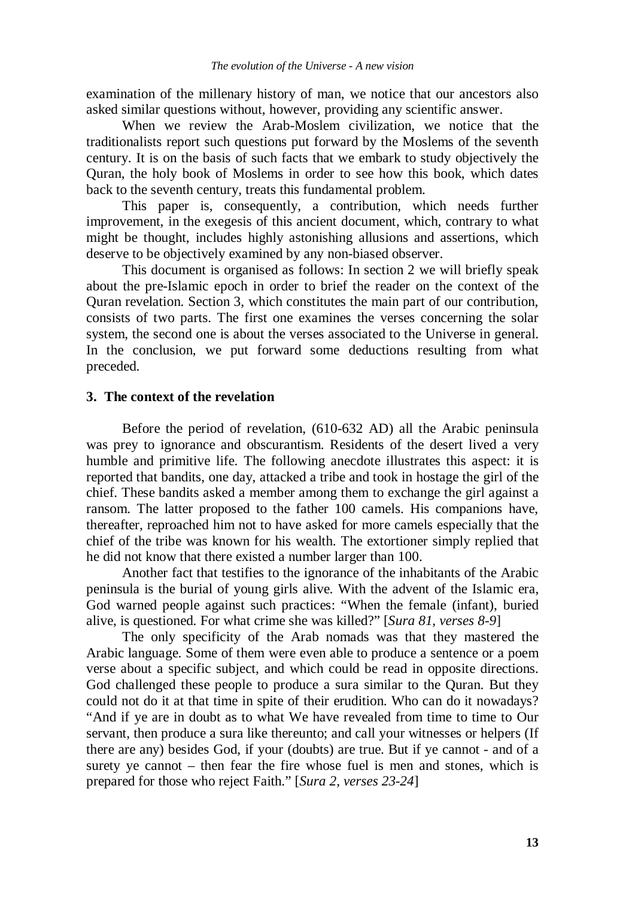examination of the millenary history of man, we notice that our ancestors also asked similar questions without, however, providing any scientific answer.

When we review the Arab-Moslem civilization, we notice that the traditionalists report such questions put forward by the Moslems of the seventh century. It is on the basis of such facts that we embark to study objectively the Quran, the holy book of Moslems in order to see how this book, which dates back to the seventh century, treats this fundamental problem.

This paper is, consequently, a contribution, which needs further improvement, in the exegesis of this ancient document, which, contrary to what might be thought, includes highly astonishing allusions and assertions, which deserve to be objectively examined by any non-biased observer.

This document is organised as follows: In section 2 we will briefly speak about the pre-Islamic epoch in order to brief the reader on the context of the Quran revelation. Section 3, which constitutes the main part of our contribution, consists of two parts. The first one examines the verses concerning the solar system, the second one is about the verses associated to the Universe in general. In the conclusion, we put forward some deductions resulting from what preceded.

## 3. The context of the revelation

Before the period of revelation, (610-632 AD) all the Arabic peninsula was prey to ignorance and obscurantism. Residents of the desert lived a very humble and primitive life. The following anecdote illustrates this aspect: it is reported that bandits, one day, attacked a tribe and took in hostage the girl of the chief. These bandits asked a member among them to exchange the girl against a ransom. The latter proposed to the father 100 camels. His companions have, thereafter, reproached him not to have asked for more camels especially that the chief of the tribe was known for his wealth. The extortioner simply replied that he did not know that there existed a number larger than 100.

Another fact that testifies to the ignorance of the inhabitants of the Arabic peninsula is the burial of young girls alive. With the advent of the Islamic era, God warned people against such practices: "When the female (infant), buried alive, is questioned. For what crime she was killed?" [*Sura 81, verses 8-9*]

The only specificity of the Arab nomads was that they mastered the Arabic language. Some of them were even able to produce a sentence or a poem verse about a specific subject, and which could be read in opposite directions. God challenged these people to produce a sura similar to the Quran. But they could not do it at that time in spite of their erudition. Who can do it nowadays? "And if ye are in doubt as to what We have revealed from time to time to Our servant, then produce a sura like thereunto; and call your witnesses or helpers (If there are any) besides God, if your (doubts) are true. But if ye cannot - and of a surety ye cannot – then fear the fire whose fuel is men and stones, which is prepared for those who reject Faith." [*Sura 2, verses 23-24*]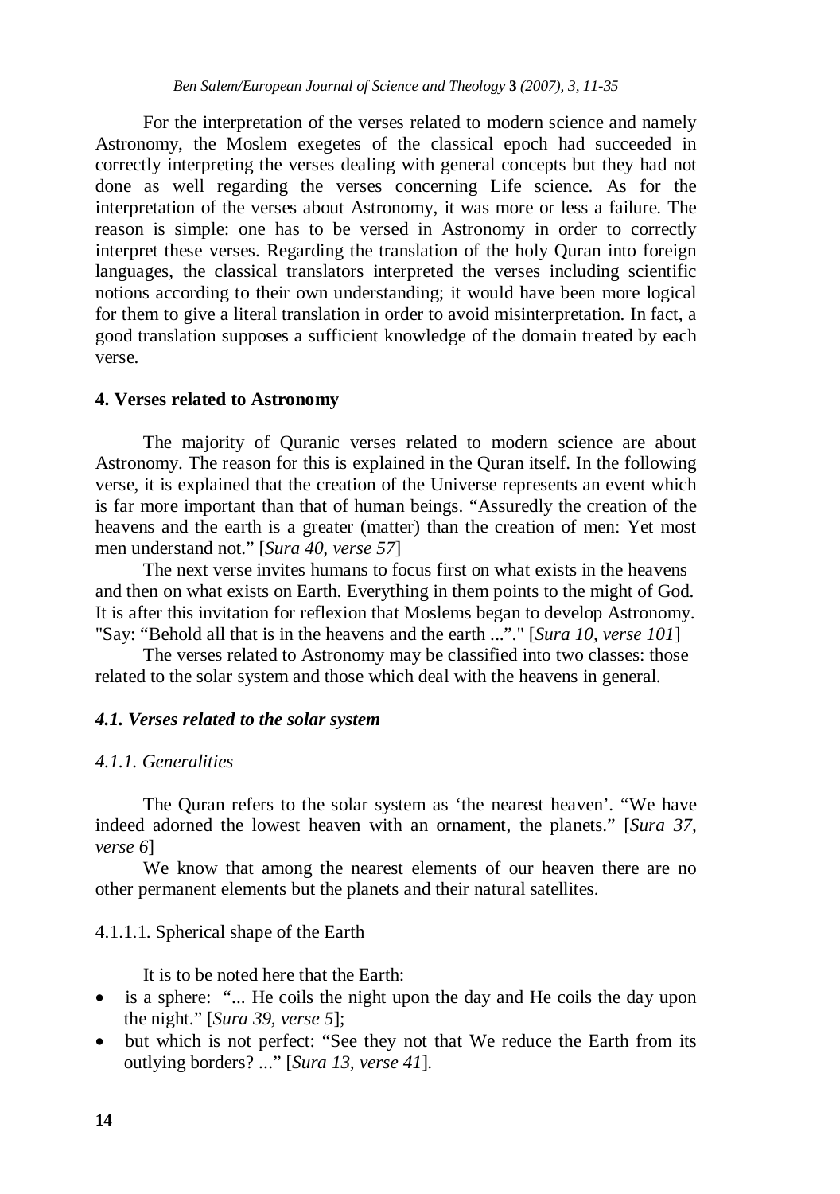For the interpretation of the verses related to modern science and namely Astronomy, the Moslem exegetes of the classical epoch had succeeded in correctly interpreting the verses dealing with general concepts but they had not done as well regarding the verses concerning Life science. As for the interpretation of the verses about Astronomy, it was more or less a failure. The reason is simple: one has to be versed in Astronomy in order to correctly interpret these verses. Regarding the translation of the holy Quran into foreign languages, the classical translators interpreted the verses including scientific notions according to their own understanding; it would have been more logical for them to give a literal translation in order to avoid misinterpretation. In fact, a good translation supposes a sufficient knowledge of the domain treated by each verse.

## 4. Verses related to Astronomy

The majority of Quranic verses related to modern science are about Astronomy. The reason for this is explained in the Quran itself. In the following verse, it is explained that the creation of the Universe represents an event which is far more important than that of human beings. “Assuredly the creation of the heavens and the earth is a greater (matter) than the creation of men: Yet most men understand not.” [*Sura 40, verse 57*]

The next verse invites humans to focus first on what exists in the heavens and then on what exists on Earth. Everything in them points to the might of God. It is after this invitation for reflexion that Moslems began to develop Astronomy. "Say: “Behold all that is in the heavens and the earth ...”." [*Sura 10, verse 101*]

The verses related to Astronomy may be classified into two classes: those related to the solar system and those which deal with the heavens in general.

### *4.1. Verses related to the solar system*

#### *4.1.1. Generalities*

The Quran refers to the solar system as ‘the nearest heaven’. “We have indeed adorned the lowest heaven with an ornament, the planets.” [*Sura 37, verse 6*]

We know that among the nearest elements of our heaven there are no other permanent elements but the planets and their natural satellites.

##### 4.1.1.1. Spherical shape of the Earth

It is to be noted here that the Earth:

- is a sphere: “... He coils the night upon the day and He coils the day upon the night.” [*Sura 39, verse 5*];
- but which is not perfect: “See they not that We reduce the Earth from its outlying borders? ...” [*Sura 13, verse 41*].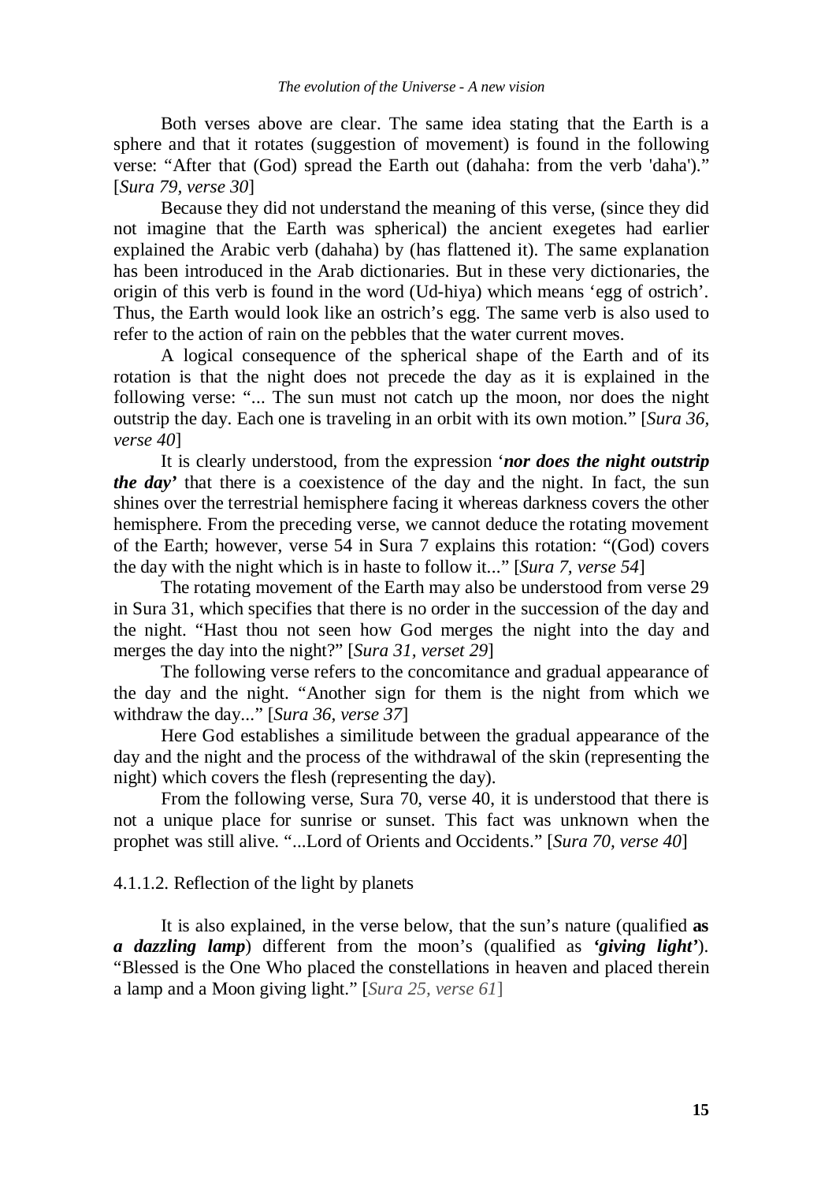Both verses above are clear. The same idea stating that the Earth is a sphere and that it rotates (suggestion of movement) is found in the following verse: "After that (God) spread the Earth out (dahaha: from the verb 'daha')." [*Sura 79, verse 30*]

Because they did not understand the meaning of this verse, (since they did not imagine that the Earth was spherical) the ancient exegetes had earlier explained the Arabic verb (dahaha) by (has flattened it). The same explanation has been introduced in the Arab dictionaries. But in these very dictionaries, the origin of this verb is found in the word (Ud-hiya) which means 'egg of ostrich'. Thus, the Earth would look like an ostrich's egg. The same verb is also used to refer to the action of rain on the pebbles that the water current moves.

A logical consequence of the spherical shape of the Earth and of its rotation is that the night does not precede the day as it is explained in the following verse: "... The sun must not catch up the moon, nor does the night outstrip the day. Each one is traveling in an orbit with its own motion." [*Sura 36, verse 40*]

It is clearly understood, from the expression '***nor does the night outstrip the day***' that there is a coexistence of the day and the night. In fact, the sun shines over the terrestrial hemisphere facing it whereas darkness covers the other hemisphere. From the preceding verse, we cannot deduce the rotating movement of the Earth; however, verse 54 in Sura 7 explains this rotation: "(God) covers the day with the night which is in haste to follow it..." [*Sura 7, verse 54*]

The rotating movement of the Earth may also be understood from verse 29 in Sura 31, which specifies that there is no order in the succession of the day and the night. "Hast thou not seen how God merges the night into the day and merges the day into the night?" [*Sura 31, verset 29*]

The following verse refers to the concomitance and gradual appearance of the day and the night. "Another sign for them is the night from which we withdraw the day..." [*Sura 36, verse 37*]

Here God establishes a similitude between the gradual appearance of the day and the night and the process of the withdrawal of the skin (representing the night) which covers the flesh (representing the day).

From the following verse, Sura 70, verse 40, it is understood that there is not a unique place for sunrise or sunset. This fact was unknown when the prophet was still alive. "...Lord of Orients and Occidents." [*Sura 70, verse 40*]

#### 4.1.1.2. Reflection of the light by planets

It is also explained, in the verse below, that the sun's nature (qualified **as *a dazzling lamp***) different from the moon's (qualified as ***'giving light'***). "Blessed is the One Who placed the constellations in heaven and placed therein a lamp and a Moon giving light." [*Sura 25, verse 61*]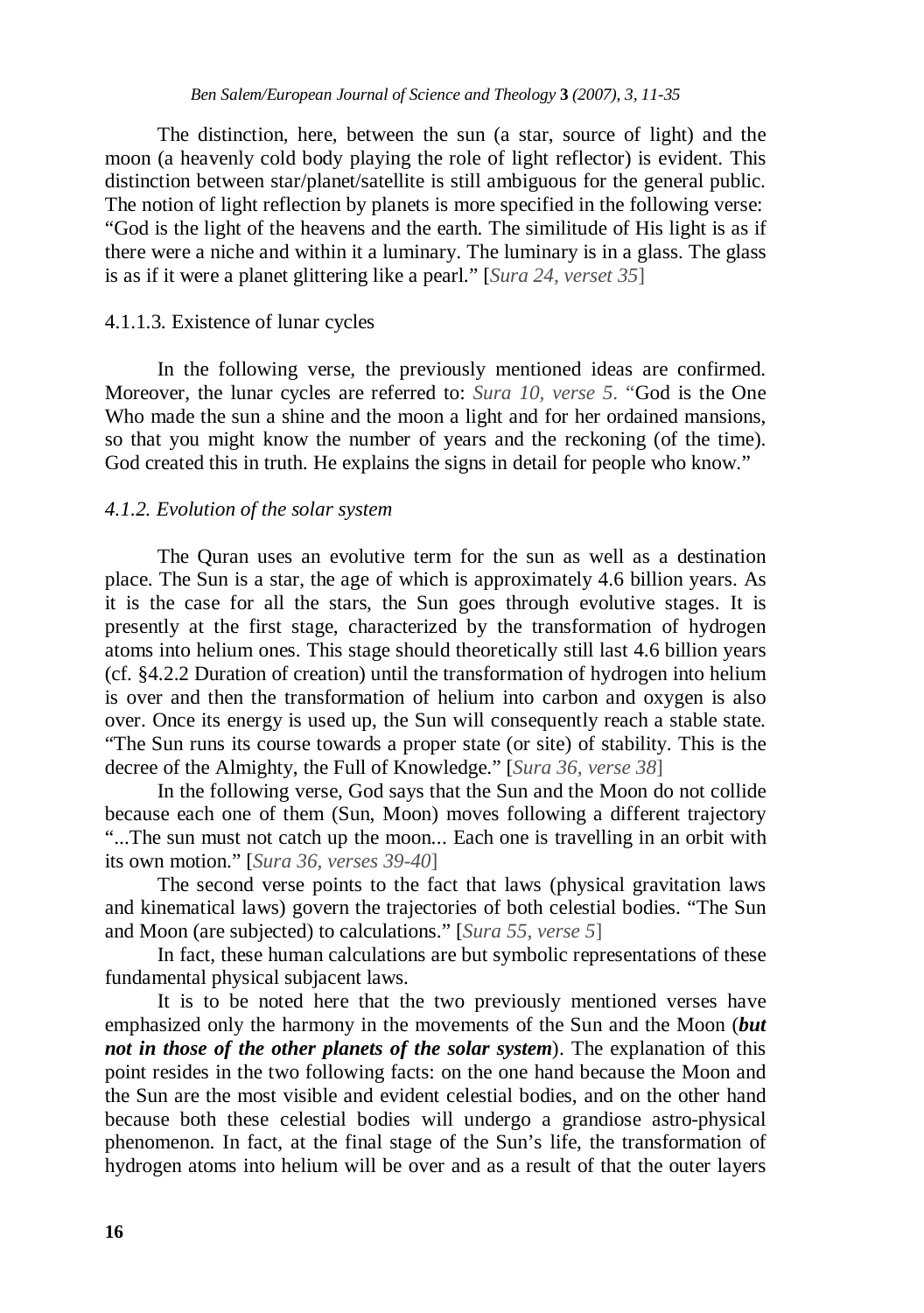The distinction, here, between the sun (a star, source of light) and the moon (a heavenly cold body playing the role of light reflector) is evident. This distinction between star/planet/satellite is still ambiguous for the general public. The notion of light reflection by planets is more specified in the following verse: "God is the light of the heavens and the earth. The similitude of His light is as if there were a niche and within it a luminary. The luminary is in a glass. The glass is as if it were a planet glittering like a pearl." [*Sura 24, verset 35*]

#### 4.1.1.3. Existence of lunar cycles

In the following verse, the previously mentioned ideas are confirmed. Moreover, the lunar cycles are referred to: *Sura 10, verse 5*. "God is the One Who made the sun a shine and the moon a light and for her ordained mansions, so that you might know the number of years and the reckoning (of the time). God created this in truth. He explains the signs in detail for people who know."

### *4.1.2. Evolution of the solar system*

The Quran uses an evolutive term for the sun as well as a destination place. The Sun is a star, the age of which is approximately 4.6 billion years. As it is the case for all the stars, the Sun goes through evolutive stages. It is presently at the first stage, characterized by the transformation of hydrogen atoms into helium ones. This stage should theoretically still last 4.6 billion years (cf. §4.2.2 Duration of creation) until the transformation of hydrogen into helium is over and then the transformation of helium into carbon and oxygen is also over. Once its energy is used up, the Sun will consequently reach a stable state. "The Sun runs its course towards a proper state (or site) of stability. This is the decree of the Almighty, the Full of Knowledge." [*Sura 36, verse 38*]

In the following verse, God says that the Sun and the Moon do not collide because each one of them (Sun, Moon) moves following a different trajectory "...The sun must not catch up the moon... Each one is travelling in an orbit with its own motion." [*Sura 36, verses 39-40*]

The second verse points to the fact that laws (physical gravitation laws and kinematical laws) govern the trajectories of both celestial bodies. "The Sun and Moon (are subjected) to calculations." [*Sura 55, verse 5*]

In fact, these human calculations are but symbolic representations of these fundamental physical subjacent laws.

It is to be noted here that the two previously mentioned verses have emphasized only the harmony in the movements of the Sun and the Moon (***but not in those of the other planets of the solar system***). The explanation of this point resides in the two following facts: on the one hand because the Moon and the Sun are the most visible and evident celestial bodies, and on the other hand because both these celestial bodies will undergo a grandiose astro-physical phenomenon. In fact, at the final stage of the Sun's life, the transformation of hydrogen atoms into helium will be over and as a result of that the outer layers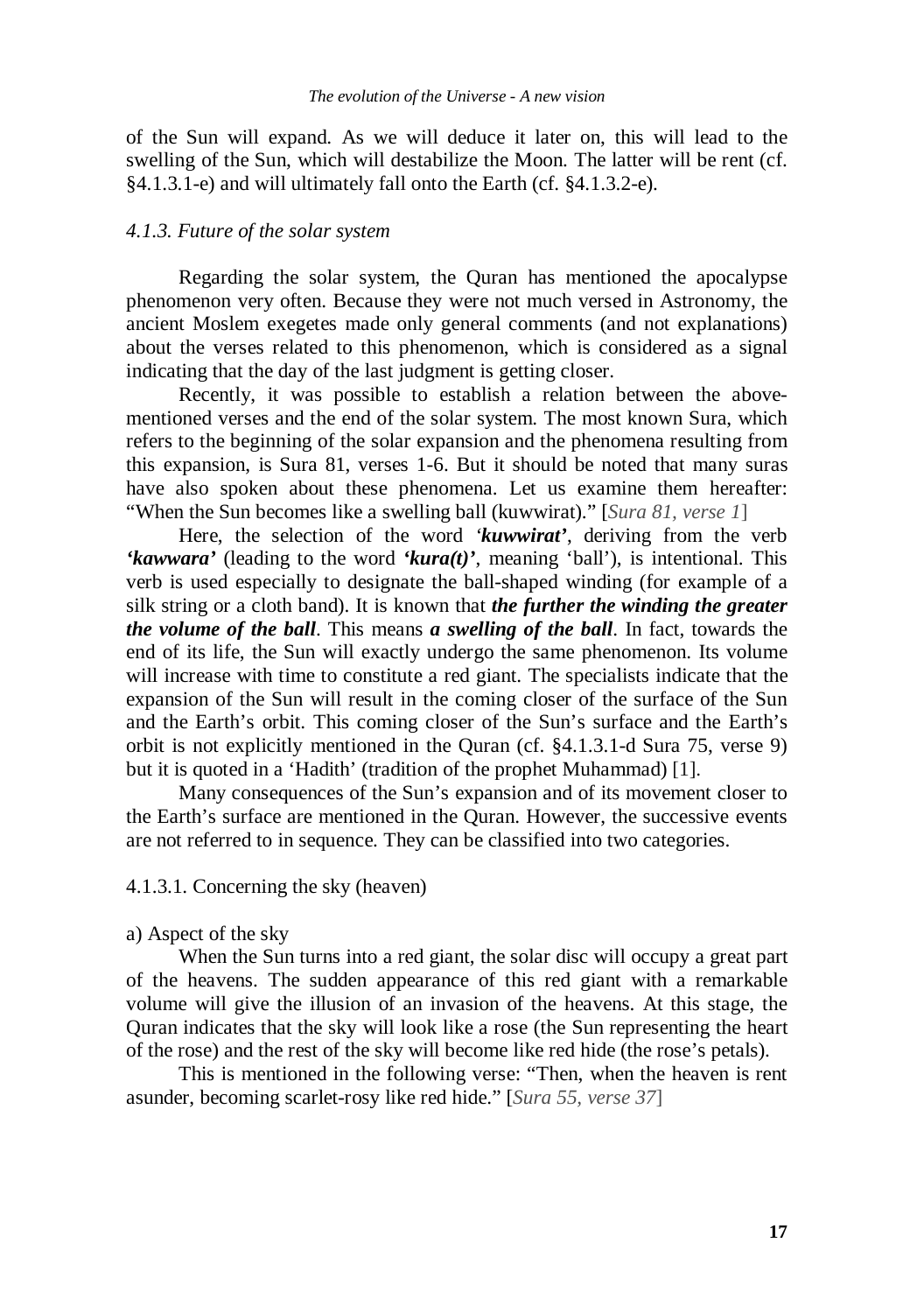of the Sun will expand. As we will deduce it later on, this will lead to the swelling of the Sun, which will destabilize the Moon. The latter will be rent (cf. §4.1.3.1-e) and will ultimately fall onto the Earth (cf. §4.1.3.2-e).

### *4.1.3. Future of the solar system*

Regarding the solar system, the Quran has mentioned the apocalypse phenomenon very often. Because they were not much versed in Astronomy, the ancient Moslem exegetes made only general comments (and not explanations) about the verses related to this phenomenon, which is considered as a signal indicating that the day of the last judgment is getting closer.

Recently, it was possible to establish a relation between the above-mentioned verses and the end of the solar system. The most known Sura, which refers to the beginning of the solar expansion and the phenomena resulting from this expansion, is Sura 81, verses 1-6. But it should be noted that many suras have also spoken about these phenomena. Let us examine them hereafter: "When the Sun becomes like a swelling ball (kuwwirat)." [*Sura 81, verse 1*]

Here, the selection of the word ***'kuwwirat'***, deriving from the verb ***'kawwara'*** (leading to the word ***'kura(t)'***, meaning 'ball'), is intentional. This verb is used especially to designate the ball-shaped winding (for example of a silk string or a cloth band). It is known that ***the further the winding the greater the volume of the ball***. This means ***a swelling of the ball***. In fact, towards the end of its life, the Sun will exactly undergo the same phenomenon. Its volume will increase with time to constitute a red giant. The specialists indicate that the expansion of the Sun will result in the coming closer of the surface of the Sun and the Earth's orbit. This coming closer of the Sun's surface and the Earth's orbit is not explicitly mentioned in the Quran (cf. §4.1.3.1-d Sura 75, verse 9) but it is quoted in a 'Hadith' (tradition of the prophet Muhammad) [1].

Many consequences of the Sun's expansion and of its movement closer to the Earth's surface are mentioned in the Quran. However, the successive events are not referred to in sequence. They can be classified into two categories.

#### 4.1.3.1. Concerning the sky (heaven)

a) Aspect of the sky

When the Sun turns into a red giant, the solar disc will occupy a great part of the heavens. The sudden appearance of this red giant with a remarkable volume will give the illusion of an invasion of the heavens. At this stage, the Quran indicates that the sky will look like a rose (the Sun representing the heart of the rose) and the rest of the sky will become like red hide (the rose's petals).

This is mentioned in the following verse: "Then, when the heaven is rent asunder, becoming scarlet-rosy like red hide." [*Sura 55, verse 37*]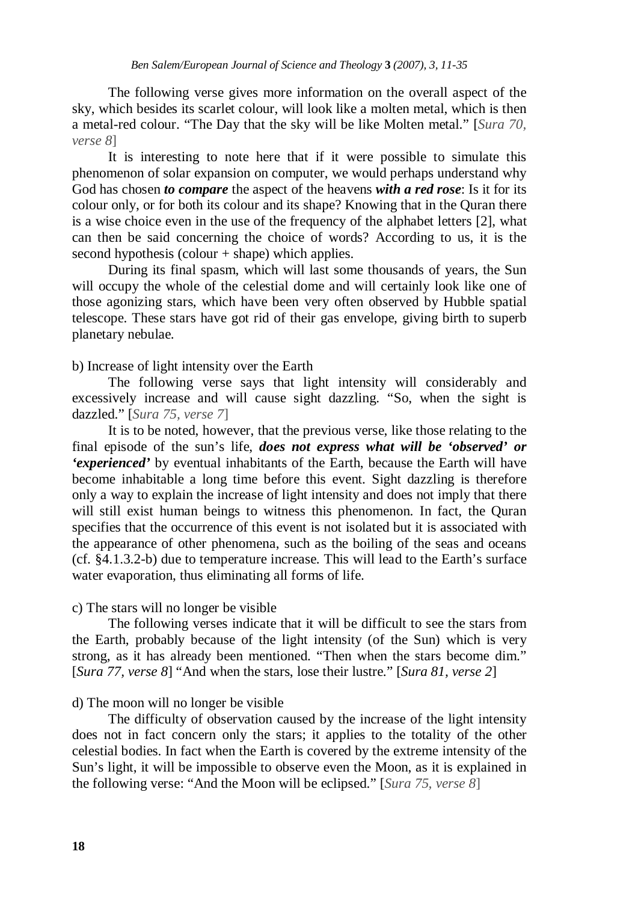The following verse gives more information on the overall aspect of the sky, which besides its scarlet colour, will look like a molten metal, which is then a metal-red colour. “The Day that the sky will be like Molten metal.” [*Sura 70, verse 8*]

It is interesting to note here that if it were possible to simulate this phenomenon of solar expansion on computer, we would perhaps understand why God has chosen ***to compare*** the aspect of the heavens ***with a red rose***: Is it for its colour only, or for both its colour and its shape? Knowing that in the Quran there is a wise choice even in the use of the frequency of the alphabet letters [2], what can then be said concerning the choice of words? According to us, it is the second hypothesis (colour + shape) which applies.

During its final spasm, which will last some thousands of years, the Sun will occupy the whole of the celestial dome and will certainly look like one of those agonizing stars, which have been very often observed by Hubble spatial telescope. These stars have got rid of their gas envelope, giving birth to superb planetary nebulae.

b) Increase of light intensity over the Earth

The following verse says that light intensity will considerably and excessively increase and will cause sight dazzling. “So, when the sight is dazzled.” [*Sura 75, verse 7*]

It is to be noted, however, that the previous verse, like those relating to the final episode of the sun’s life, ***does not express what will be ‘observed’ or ‘experienced’*** by eventual inhabitants of the Earth, because the Earth will have become inhabitable a long time before this event. Sight dazzling is therefore only a way to explain the increase of light intensity and does not imply that there will still exist human beings to witness this phenomenon. In fact, the Quran specifies that the occurrence of this event is not isolated but it is associated with the appearance of other phenomena, such as the boiling of the seas and oceans (cf. §4.1.3.2-b) due to temperature increase. This will lead to the Earth’s surface water evaporation, thus eliminating all forms of life.

c) The stars will no longer be visible

The following verses indicate that it will be difficult to see the stars from the Earth, probably because of the light intensity (of the Sun) which is very strong, as it has already been mentioned. “Then when the stars become dim.” [*Sura 77, verse 8*] “And when the stars, lose their lustre.” [*Sura 81, verse 2*]

d) The moon will no longer be visible

The difficulty of observation caused by the increase of the light intensity does not in fact concern only the stars; it applies to the totality of the other celestial bodies. In fact when the Earth is covered by the extreme intensity of the Sun’s light, it will be impossible to observe even the Moon, as it is explained in the following verse: “And the Moon will be eclipsed.” [*Sura 75, verse 8*]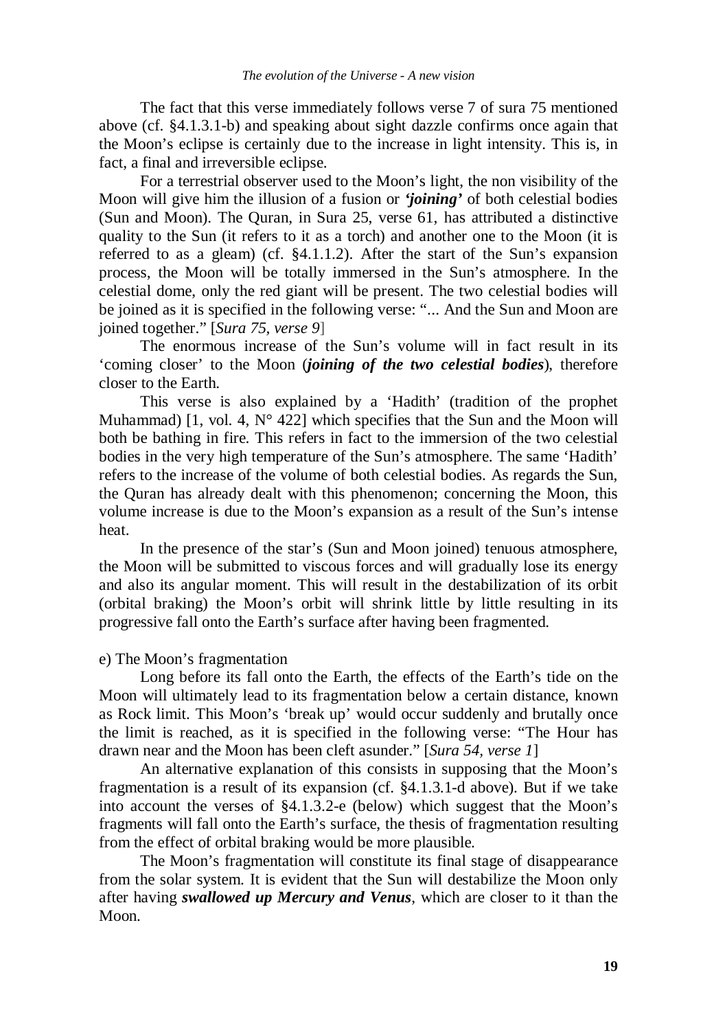The fact that this verse immediately follows verse 7 of sura 75 mentioned above (cf. §4.1.3.1-b) and speaking about sight dazzle confirms once again that the Moon's eclipse is certainly due to the increase in light intensity. This is, in fact, a final and irreversible eclipse.

For a terrestrial observer used to the Moon's light, the non visibility of the Moon will give him the illusion of a fusion or ***'joining'*** of both celestial bodies (Sun and Moon). The Quran, in Sura 25, verse 61, has attributed a distinctive quality to the Sun (it refers to it as a torch) and another one to the Moon (it is referred to as a gleam) (cf. §4.1.1.2). After the start of the Sun's expansion process, the Moon will be totally immersed in the Sun's atmosphere. In the celestial dome, only the red giant will be present. The two celestial bodies will be joined as it is specified in the following verse: "... And the Sun and Moon are joined together." [*Sura 75, verse 9*]

The enormous increase of the Sun's volume will in fact result in its 'coming closer' to the Moon (***joining of the two celestial bodies***), therefore closer to the Earth.

This verse is also explained by a 'Hadith' (tradition of the prophet Muhammad) [1, vol. 4, N° 422] which specifies that the Sun and the Moon will both be bathing in fire. This refers in fact to the immersion of the two celestial bodies in the very high temperature of the Sun's atmosphere. The same 'Hadith' refers to the increase of the volume of both celestial bodies. As regards the Sun, the Quran has already dealt with this phenomenon; concerning the Moon, this volume increase is due to the Moon's expansion as a result of the Sun's intense heat.

In the presence of the star's (Sun and Moon joined) tenuous atmosphere, the Moon will be submitted to viscous forces and will gradually lose its energy and also its angular moment. This will result in the destabilization of its orbit (orbital braking) the Moon's orbit will shrink little by little resulting in its progressive fall onto the Earth's surface after having been fragmented.

e) The Moon's fragmentation

Long before its fall onto the Earth, the effects of the Earth's tide on the Moon will ultimately lead to its fragmentation below a certain distance, known as Rock limit. This Moon's 'break up' would occur suddenly and brutally once the limit is reached, as it is specified in the following verse: "The Hour has drawn near and the Moon has been cleft asunder." [*Sura 54, verse 1*]

An alternative explanation of this consists in supposing that the Moon's fragmentation is a result of its expansion (cf. §4.1.3.1-d above). But if we take into account the verses of §4.1.3.2-e (below) which suggest that the Moon's fragments will fall onto the Earth's surface, the thesis of fragmentation resulting from the effect of orbital braking would be more plausible.

The Moon's fragmentation will constitute its final stage of disappearance from the solar system. It is evident that the Sun will destabilize the Moon only after having ***swallowed up Mercury and Venus***, which are closer to it than the Moon.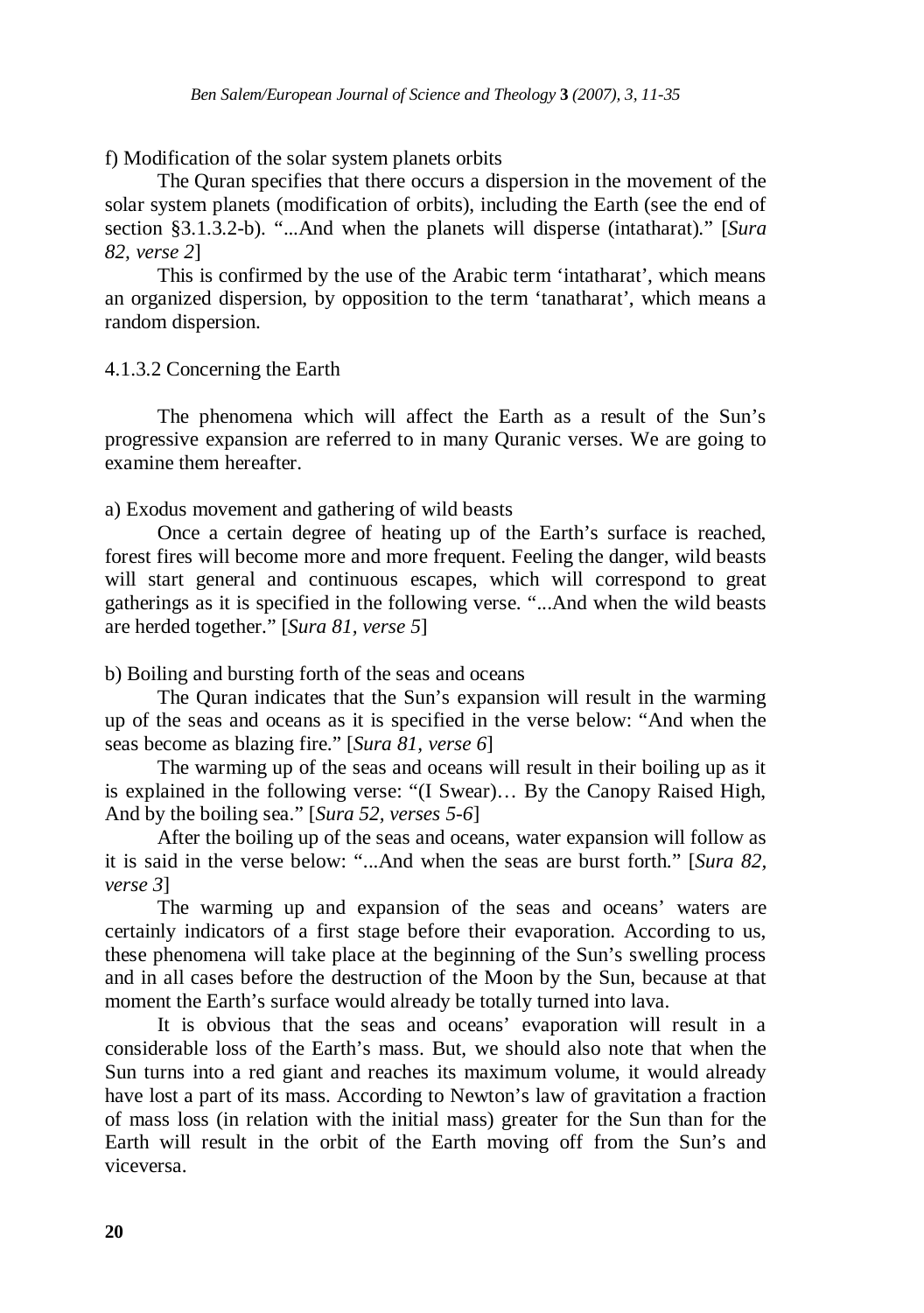f) Modification of the solar system planets orbits

The Quran specifies that there occurs a dispersion in the movement of the solar system planets (modification of orbits), including the Earth (see the end of section §3.1.3.2-b). "...And when the planets will disperse (intatharat)." [*Sura 82, verse 2*]

This is confirmed by the use of the Arabic term 'intatharat', which means an organized dispersion, by opposition to the term 'tanatharat', which means a random dispersion.

#### 4.1.3.2 Concerning the Earth

The phenomena which will affect the Earth as a result of the Sun's progressive expansion are referred to in many Quranic verses. We are going to examine them hereafter.

a) Exodus movement and gathering of wild beasts

Once a certain degree of heating up of the Earth's surface is reached, forest fires will become more and more frequent. Feeling the danger, wild beasts will start general and continuous escapes, which will correspond to great gatherings as it is specified in the following verse. "...And when the wild beasts are herded together." [*Sura 81, verse 5*]

b) Boiling and bursting forth of the seas and oceans

The Quran indicates that the Sun's expansion will result in the warming up of the seas and oceans as it is specified in the verse below: "And when the seas become as blazing fire." [*Sura 81, verse 6*]

The warming up of the seas and oceans will result in their boiling up as it is explained in the following verse: "(I Swear)… By the Canopy Raised High, And by the boiling sea." [*Sura 52, verses 5-6*]

After the boiling up of the seas and oceans, water expansion will follow as it is said in the verse below: "...And when the seas are burst forth." [*Sura 82, verse 3*]

The warming up and expansion of the seas and oceans' waters are certainly indicators of a first stage before their evaporation. According to us, these phenomena will take place at the beginning of the Sun's swelling process and in all cases before the destruction of the Moon by the Sun, because at that moment the Earth's surface would already be totally turned into lava.

It is obvious that the seas and oceans' evaporation will result in a considerable loss of the Earth's mass. But, we should also note that when the Sun turns into a red giant and reaches its maximum volume, it would already have lost a part of its mass. According to Newton's law of gravitation a fraction of mass loss (in relation with the initial mass) greater for the Sun than for the Earth will result in the orbit of the Earth moving off from the Sun's and viceversa.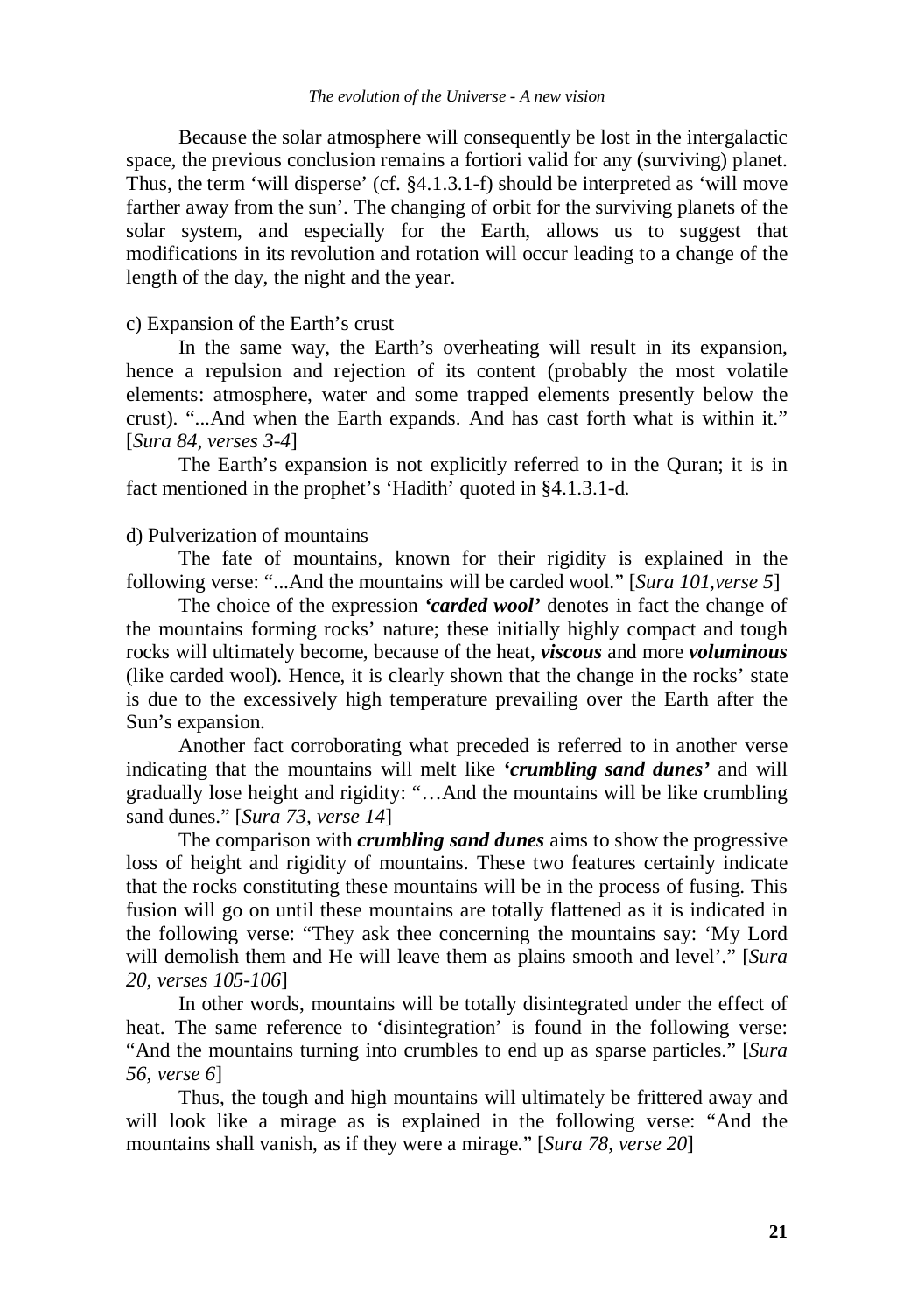Because the solar atmosphere will consequently be lost in the intergalactic space, the previous conclusion remains a fortiori valid for any (surviving) planet. Thus, the term 'will disperse' (cf. §4.1.3.1-f) should be interpreted as 'will move farther away from the sun'. The changing of orbit for the surviving planets of the solar system, and especially for the Earth, allows us to suggest that modifications in its revolution and rotation will occur leading to a change of the length of the day, the night and the year.

c) Expansion of the Earth's crust

In the same way, the Earth's overheating will result in its expansion, hence a repulsion and rejection of its content (probably the most volatile elements: atmosphere, water and some trapped elements presently below the crust). "...And when the Earth expands. And has cast forth what is within it." [*Sura 84, verses 3-4*]

The Earth's expansion is not explicitly referred to in the Quran; it is in fact mentioned in the prophet's 'Hadith' quoted in §4.1.3.1-d.

d) Pulverization of mountains

The fate of mountains, known for their rigidity is explained in the following verse: "...And the mountains will be carded wool." [*Sura 101,verse 5*]

The choice of the expression ***'carded wool'*** denotes in fact the change of the mountains forming rocks' nature; these initially highly compact and tough rocks will ultimately become, because of the heat, ***viscous*** and more ***voluminous*** (like carded wool). Hence, it is clearly shown that the change in the rocks' state is due to the excessively high temperature prevailing over the Earth after the Sun's expansion.

Another fact corroborating what preceded is referred to in another verse indicating that the mountains will melt like ***'crumbling sand dunes'*** and will gradually lose height and rigidity: "…And the mountains will be like crumbling sand dunes." [*Sura 73, verse 14*]

The comparison with ***crumbling sand dunes*** aims to show the progressive loss of height and rigidity of mountains. These two features certainly indicate that the rocks constituting these mountains will be in the process of fusing. This fusion will go on until these mountains are totally flattened as it is indicated in the following verse: "They ask thee concerning the mountains say: 'My Lord will demolish them and He will leave them as plains smooth and level'." [*Sura 20, verses 105-106*]

In other words, mountains will be totally disintegrated under the effect of heat. The same reference to 'disintegration' is found in the following verse: "And the mountains turning into crumbles to end up as sparse particles." [*Sura 56, verse 6*]

Thus, the tough and high mountains will ultimately be frittered away and will look like a mirage as is explained in the following verse: "And the mountains shall vanish, as if they were a mirage." [*Sura 78, verse 20*]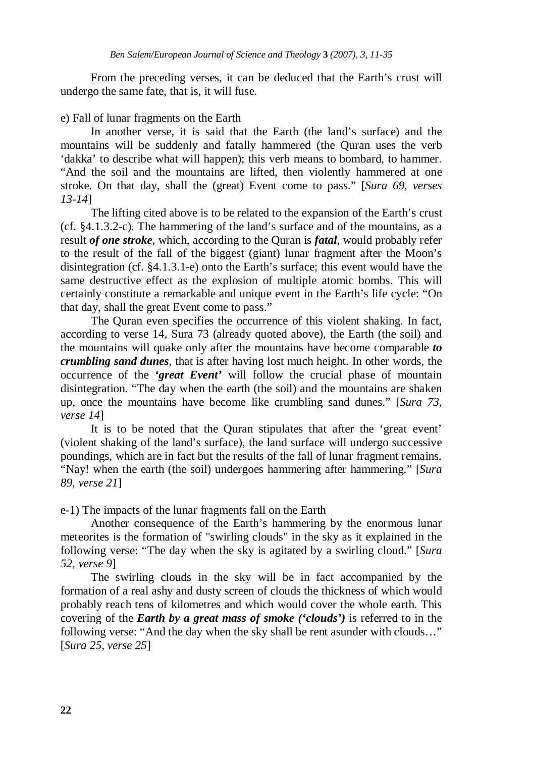From the preceding verses, it can be deduced that the Earth's crust will undergo the same fate, that is, it will fuse.

e) Fall of lunar fragments on the Earth

In another verse, it is said that the Earth (the land's surface) and the mountains will be suddenly and fatally hammered (the Quran uses the verb 'dakka' to describe what will happen); this verb means to bombard, to hammer. "And the soil and the mountains are lifted, then violently hammered at one stroke. On that day, shall the (great) Event come to pass." [*Sura 69, verses 13-14*]

The lifting cited above is to be related to the expansion of the Earth's crust (cf. §4.1.3.2-c). The hammering of the land's surface and of the mountains, as a result ***of one stroke***, which, according to the Quran is ***fatal***, would probably refer to the result of the fall of the biggest (giant) lunar fragment after the Moon's disintegration (cf. §4.1.3.1-e) onto the Earth's surface; this event would have the same destructive effect as the explosion of multiple atomic bombs. This will certainly constitute a remarkable and unique event in the Earth's life cycle: "On that day, shall the great Event come to pass."

The Quran even specifies the occurrence of this violent shaking. In fact, according to verse 14, Sura 73 (already quoted above), the Earth (the soil) and the mountains will quake only after the mountains have become comparable ***to crumbling sand dunes***, that is after having lost much height. In other words, the occurrence of the ***'great Event'*** will follow the crucial phase of mountain disintegration. "The day when the earth (the soil) and the mountains are shaken up, once the mountains have become like crumbling sand dunes." [*Sura 73, verse 14*]

It is to be noted that the Quran stipulates that after the 'great event' (violent shaking of the land's surface), the land surface will undergo successive poundings, which are in fact but the results of the fall of lunar fragment remains. "Nay! when the earth (the soil) undergoes hammering after hammering." [*Sura 89, verse 21*]

e-1) The impacts of the lunar fragments fall on the Earth

Another consequence of the Earth's hammering by the enormous lunar meteorites is the formation of "swirling clouds" in the sky as it explained in the following verse: "The day when the sky is agitated by a swirling cloud." [*Sura 52, verse 9*]

The swirling clouds in the sky will be in fact accompanied by the formation of a real ashy and dusty screen of clouds the thickness of which would probably reach tens of kilometres and which would cover the whole earth. This covering of the ***Earth by a great mass of smoke ('clouds')*** is referred to in the following verse: "And the day when the sky shall be rent asunder with clouds…" [*Sura 25, verse 25*]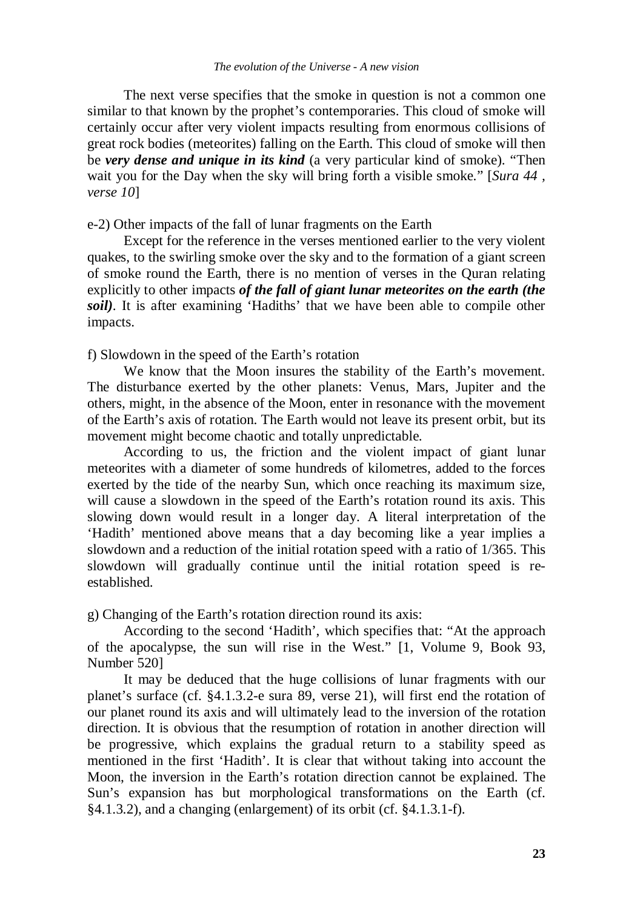The next verse specifies that the smoke in question is not a common one similar to that known by the prophet's contemporaries. This cloud of smoke will certainly occur after very violent impacts resulting from enormous collisions of great rock bodies (meteorites) falling on the Earth. This cloud of smoke will then be ***very dense and unique in its kind*** (a very particular kind of smoke). "Then wait you for the Day when the sky will bring forth a visible smoke." [*Sura 44 , verse 10*]

e-2) Other impacts of the fall of lunar fragments on the Earth

Except for the reference in the verses mentioned earlier to the very violent quakes, to the swirling smoke over the sky and to the formation of a giant screen of smoke round the Earth, there is no mention of verses in the Quran relating explicitly to other impacts ***of the fall of giant lunar meteorites on the earth (the soil)***. It is after examining 'Hadiths' that we have been able to compile other impacts.

f) Slowdown in the speed of the Earth's rotation

We know that the Moon insures the stability of the Earth's movement. The disturbance exerted by the other planets: Venus, Mars, Jupiter and the others, might, in the absence of the Moon, enter in resonance with the movement of the Earth's axis of rotation. The Earth would not leave its present orbit, but its movement might become chaotic and totally unpredictable.

According to us, the friction and the violent impact of giant lunar meteorites with a diameter of some hundreds of kilometres, added to the forces exerted by the tide of the nearby Sun, which once reaching its maximum size, will cause a slowdown in the speed of the Earth's rotation round its axis. This slowing down would result in a longer day. A literal interpretation of the 'Hadith' mentioned above means that a day becoming like a year implies a slowdown and a reduction of the initial rotation speed with a ratio of 1/365. This slowdown will gradually continue until the initial rotation speed is re-established.

g) Changing of the Earth's rotation direction round its axis:

According to the second 'Hadith', which specifies that: "At the approach of the apocalypse, the sun will rise in the West." [1, Volume 9, Book 93, Number 520]

It may be deduced that the huge collisions of lunar fragments with our planet's surface (cf. §4.1.3.2-e sura 89, verse 21), will first end the rotation of our planet round its axis and will ultimately lead to the inversion of the rotation direction. It is obvious that the resumption of rotation in another direction will be progressive, which explains the gradual return to a stability speed as mentioned in the first 'Hadith'. It is clear that without taking into account the Moon, the inversion in the Earth's rotation direction cannot be explained. The Sun's expansion has but morphological transformations on the Earth (cf. §4.1.3.2), and a changing (enlargement) of its orbit (cf. §4.1.3.1-f).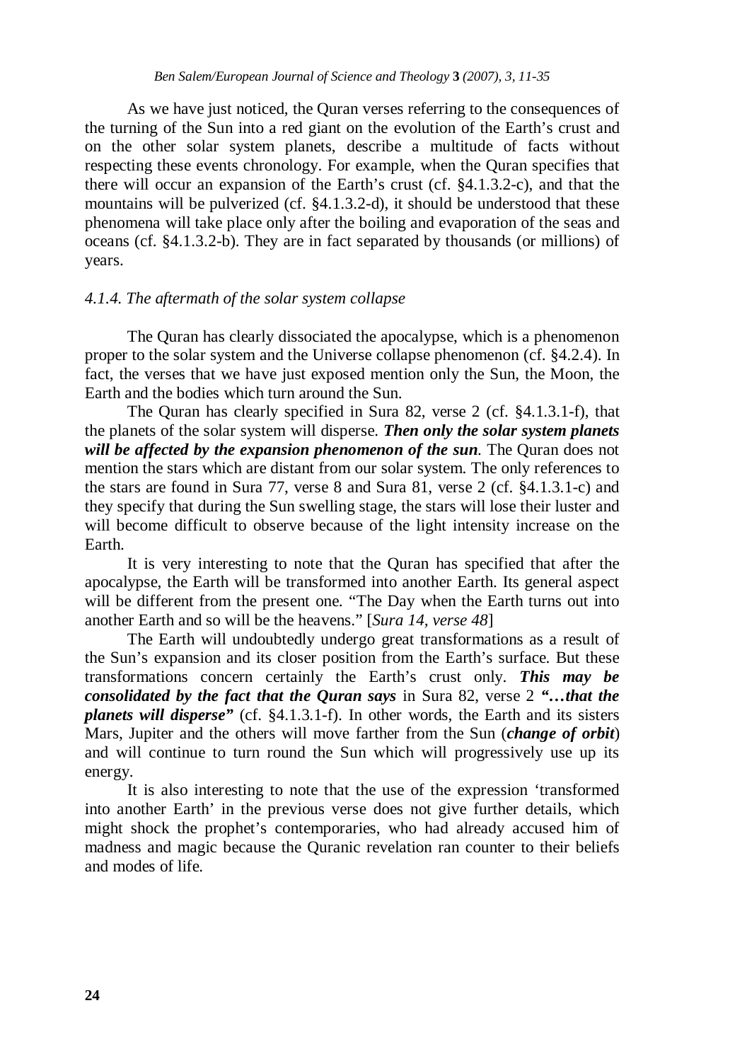As we have just noticed, the Quran verses referring to the consequences of the turning of the Sun into a red giant on the evolution of the Earth's crust and on the other solar system planets, describe a multitude of facts without respecting these events chronology. For example, when the Quran specifies that there will occur an expansion of the Earth's crust (cf. §4.1.3.2-c), and that the mountains will be pulverized (cf. §4.1.3.2-d), it should be understood that these phenomena will take place only after the boiling and evaporation of the seas and oceans (cf. §4.1.3.2-b). They are in fact separated by thousands (or millions) of years.

#### *4.1.4. The aftermath of the solar system collapse*

The Quran has clearly dissociated the apocalypse, which is a phenomenon proper to the solar system and the Universe collapse phenomenon (cf. §4.2.4). In fact, the verses that we have just exposed mention only the Sun, the Moon, the Earth and the bodies which turn around the Sun.

The Quran has clearly specified in Sura 82, verse 2 (cf. §4.1.3.1-f), that the planets of the solar system will disperse. ***Then only the solar system planets will be affected by the expansion phenomenon of the sun***. The Quran does not mention the stars which are distant from our solar system. The only references to the stars are found in Sura 77, verse 8 and Sura 81, verse 2 (cf. §4.1.3.1-c) and they specify that during the Sun swelling stage, the stars will lose their luster and will become difficult to observe because of the light intensity increase on the Earth.

It is very interesting to note that the Quran has specified that after the apocalypse, the Earth will be transformed into another Earth. Its general aspect will be different from the present one. "The Day when the Earth turns out into another Earth and so will be the heavens." [*Sura 14, verse 48*]

The Earth will undoubtedly undergo great transformations as a result of the Sun's expansion and its closer position from the Earth's surface. But these transformations concern certainly the Earth's crust only. ***This may be consolidated by the fact that the Quran says*** in Sura 82, verse 2 ***"…that the planets will disperse"*** (cf. §4.1.3.1-f). In other words, the Earth and its sisters Mars, Jupiter and the others will move farther from the Sun (***change of orbit***) and will continue to turn round the Sun which will progressively use up its energy.

It is also interesting to note that the use of the expression 'transformed into another Earth' in the previous verse does not give further details, which might shock the prophet's contemporaries, who had already accused him of madness and magic because the Quranic revelation ran counter to their beliefs and modes of life.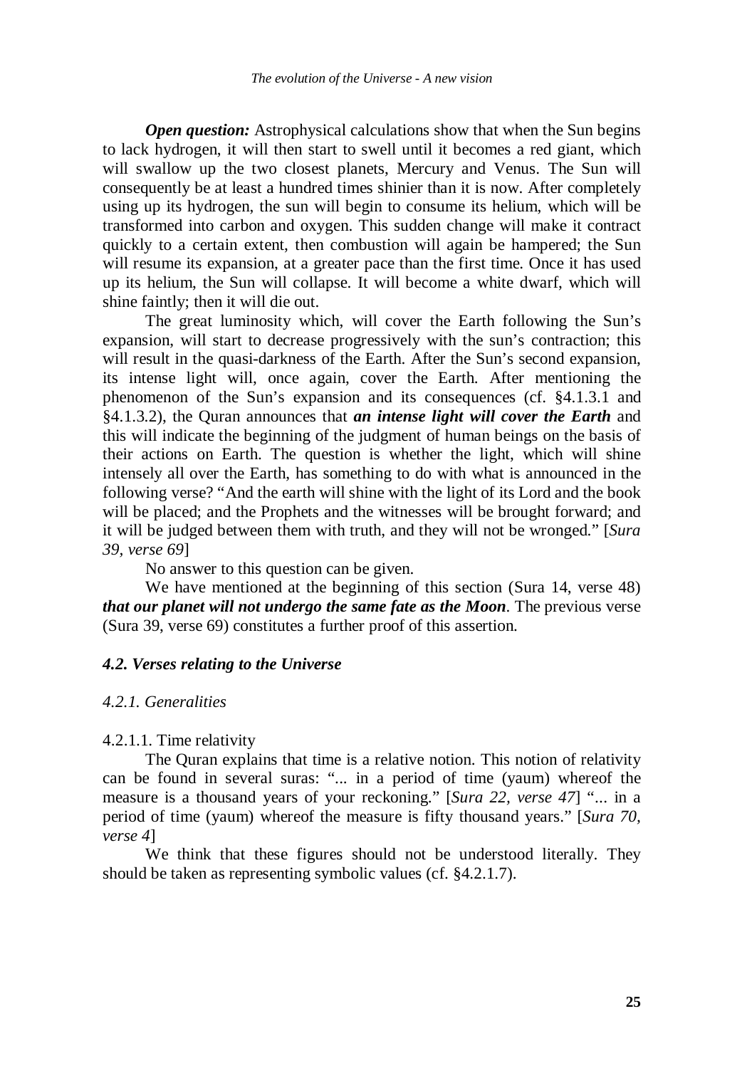***Open question:*** Astrophysical calculations show that when the Sun begins to lack hydrogen, it will then start to swell until it becomes a red giant, which will swallow up the two closest planets, Mercury and Venus. The Sun will consequently be at least a hundred times shinier than it is now. After completely using up its hydrogen, the sun will begin to consume its helium, which will be transformed into carbon and oxygen. This sudden change will make it contract quickly to a certain extent, then combustion will again be hampered; the Sun will resume its expansion, at a greater pace than the first time. Once it has used up its helium, the Sun will collapse. It will become a white dwarf, which will shine faintly; then it will die out.

The great luminosity which, will cover the Earth following the Sun's expansion, will start to decrease progressively with the sun's contraction; this will result in the quasi-darkness of the Earth. After the Sun's second expansion, its intense light will, once again, cover the Earth. After mentioning the phenomenon of the Sun's expansion and its consequences (cf. §4.1.3.1 and §4.1.3.2), the Quran announces that ***an intense light will cover the Earth*** and this will indicate the beginning of the judgment of human beings on the basis of their actions on Earth. The question is whether the light, which will shine intensely all over the Earth, has something to do with what is announced in the following verse? "And the earth will shine with the light of its Lord and the book will be placed; and the Prophets and the witnesses will be brought forward; and it will be judged between them with truth, and they will not be wronged." [*Sura 39, verse 69*]

No answer to this question can be given.

We have mentioned at the beginning of this section (Sura 14, verse 48) ***that our planet will not undergo the same fate as the Moon***. The previous verse (Sura 39, verse 69) constitutes a further proof of this assertion.

## *4.2. Verses relating to the Universe*

### *4.2.1. Generalities*

#### 4.2.1.1. Time relativity

The Quran explains that time is a relative notion. This notion of relativity can be found in several suras: "... in a period of time (yaum) whereof the measure is a thousand years of your reckoning." [*Sura 22, verse 47*] "... in a period of time (yaum) whereof the measure is fifty thousand years." [*Sura 70, verse 4*]

We think that these figures should not be understood literally. They should be taken as representing symbolic values (cf. §4.2.1.7).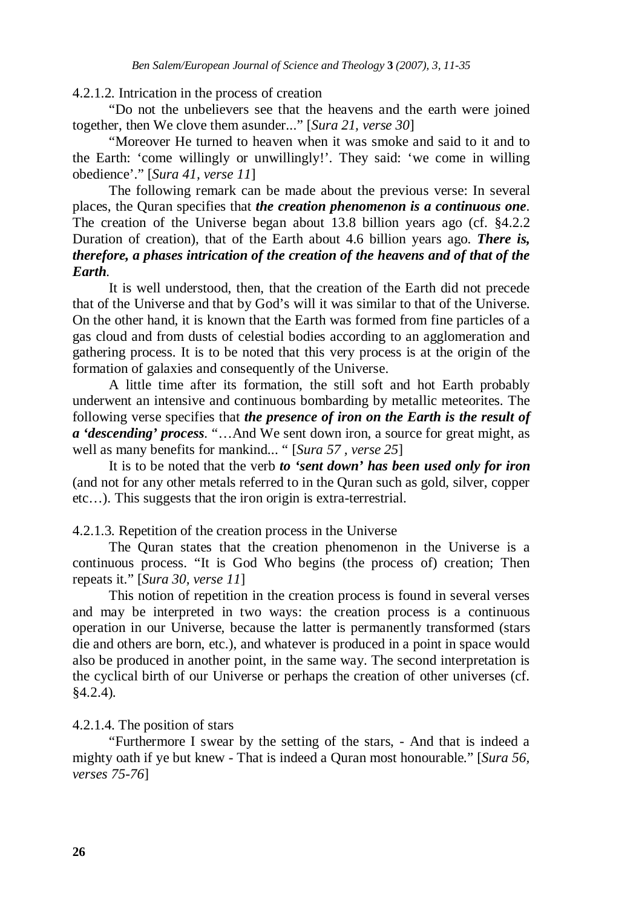#### 4.2.1.2. Intrication in the process of creation

"Do not the unbelievers see that the heavens and the earth were joined together, then We clove them asunder..." [*Sura 21, verse 30*]

"Moreover He turned to heaven when it was smoke and said to it and to the Earth: 'come willingly or unwillingly!'. They said: 'we come in willing obedience'." [*Sura 41, verse 11*]

The following remark can be made about the previous verse: In several places, the Quran specifies that ***the creation phenomenon is a continuous one***. The creation of the Universe began about 13.8 billion years ago (cf. §4.2.2 Duration of creation), that of the Earth about 4.6 billion years ago. ***There is, therefore, a phases intrication of the creation of the heavens and of that of the Earth***.

It is well understood, then, that the creation of the Earth did not precede that of the Universe and that by God's will it was similar to that of the Universe. On the other hand, it is known that the Earth was formed from fine particles of a gas cloud and from dusts of celestial bodies according to an agglomeration and gathering process. It is to be noted that this very process is at the origin of the formation of galaxies and consequently of the Universe.

A little time after its formation, the still soft and hot Earth probably underwent an intensive and continuous bombarding by metallic meteorites. The following verse specifies that ***the presence of iron on the Earth is the result of a 'descending' process***. "…And We sent down iron, a source for great might, as well as many benefits for mankind... " [*Sura 57 , verse 25*]

It is to be noted that the verb ***to 'sent down' has been used only for iron*** (and not for any other metals referred to in the Quran such as gold, silver, copper etc…). This suggests that the iron origin is extra-terrestrial.

#### 4.2.1.3. Repetition of the creation process in the Universe

The Quran states that the creation phenomenon in the Universe is a continuous process. "It is God Who begins (the process of) creation; Then repeats it." [*Sura 30, verse 11*]

This notion of repetition in the creation process is found in several verses and may be interpreted in two ways: the creation process is a continuous operation in our Universe, because the latter is permanently transformed (stars die and others are born, etc.), and whatever is produced in a point in space would also be produced in another point, in the same way. The second interpretation is the cyclical birth of our Universe or perhaps the creation of other universes (cf. §4.2.4).

#### 4.2.1.4. The position of stars

"Furthermore I swear by the setting of the stars, - And that is indeed a mighty oath if ye but knew - That is indeed a Quran most honourable." [*Sura 56, verses 75-76*]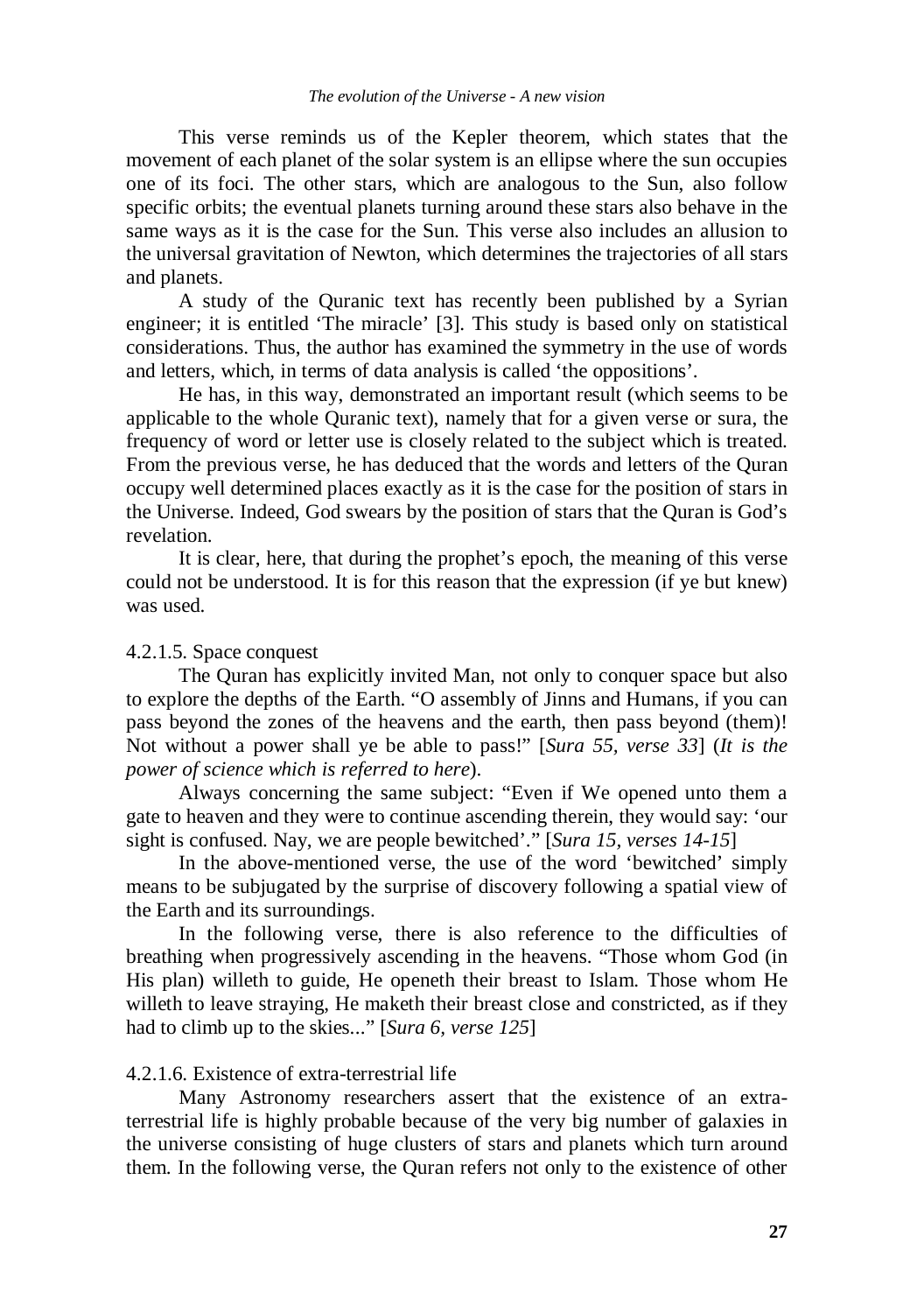This verse reminds us of the Kepler theorem, which states that the movement of each planet of the solar system is an ellipse where the sun occupies one of its foci. The other stars, which are analogous to the Sun, also follow specific orbits; the eventual planets turning around these stars also behave in the same ways as it is the case for the Sun. This verse also includes an allusion to the universal gravitation of Newton, which determines the trajectories of all stars and planets.

A study of the Quranic text has recently been published by a Syrian engineer; it is entitled 'The miracle' [3]. This study is based only on statistical considerations. Thus, the author has examined the symmetry in the use of words and letters, which, in terms of data analysis is called 'the oppositions'.

He has, in this way, demonstrated an important result (which seems to be applicable to the whole Quranic text), namely that for a given verse or sura, the frequency of word or letter use is closely related to the subject which is treated. From the previous verse, he has deduced that the words and letters of the Quran occupy well determined places exactly as it is the case for the position of stars in the Universe. Indeed, God swears by the position of stars that the Quran is God's revelation.

It is clear, here, that during the prophet's epoch, the meaning of this verse could not be understood. It is for this reason that the expression (if ye but knew) was used.

#### 4.2.1.5. Space conquest

The Quran has explicitly invited Man, not only to conquer space but also to explore the depths of the Earth. "O assembly of Jinns and Humans, if you can pass beyond the zones of the heavens and the earth, then pass beyond (them)! Not without a power shall ye be able to pass!" [*Sura 55, verse 33*] (*It is the power of science which is referred to here*).

Always concerning the same subject: "Even if We opened unto them a gate to heaven and they were to continue ascending therein, they would say: 'our sight is confused. Nay, we are people bewitched'." [*Sura 15, verses 14-15*]

In the above-mentioned verse, the use of the word 'bewitched' simply means to be subjugated by the surprise of discovery following a spatial view of the Earth and its surroundings.

In the following verse, there is also reference to the difficulties of breathing when progressively ascending in the heavens. "Those whom God (in His plan) willeth to guide, He openeth their breast to Islam. Those whom He willeth to leave straying, He maketh their breast close and constricted, as if they had to climb up to the skies..." [*Sura 6, verse 125*]

#### 4.2.1.6. Existence of extra-terrestrial life

Many Astronomy researchers assert that the existence of an extra-terrestrial life is highly probable because of the very big number of galaxies in the universe consisting of huge clusters of stars and planets which turn around them. In the following verse, the Quran refers not only to the existence of other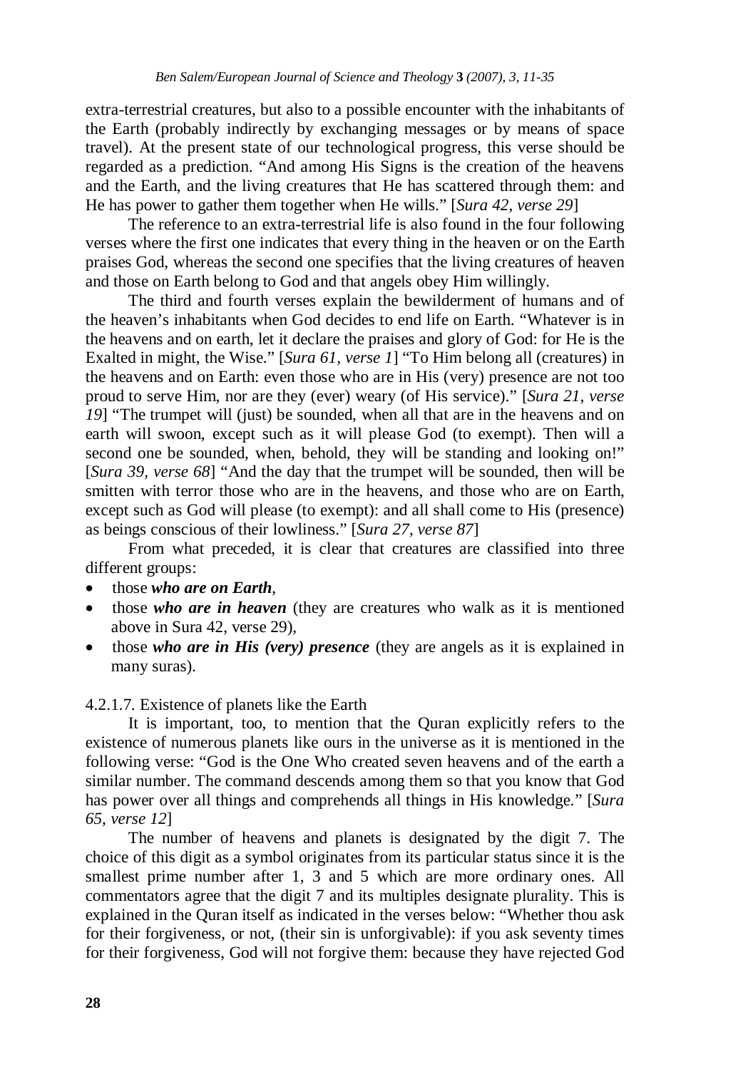extra-terrestrial creatures, but also to a possible encounter with the inhabitants of the Earth (probably indirectly by exchanging messages or by means of space travel). At the present state of our technological progress, this verse should be regarded as a prediction. "And among His Signs is the creation of the heavens and the Earth, and the living creatures that He has scattered through them: and He has power to gather them together when He wills." [*Sura 42, verse 29*]

The reference to an extra-terrestrial life is also found in the four following verses where the first one indicates that every thing in the heaven or on the Earth praises God, whereas the second one specifies that the living creatures of heaven and those on Earth belong to God and that angels obey Him willingly.

The third and fourth verses explain the bewilderment of humans and of the heaven's inhabitants when God decides to end life on Earth. "Whatever is in the heavens and on earth, let it declare the praises and glory of God: for He is the Exalted in might, the Wise." [*Sura 61, verse 1*] "To Him belong all (creatures) in the heavens and on Earth: even those who are in His (very) presence are not too proud to serve Him, nor are they (ever) weary (of His service)." [*Sura 21, verse 19*] "The trumpet will (just) be sounded, when all that are in the heavens and on earth will swoon, except such as it will please God (to exempt). Then will a second one be sounded, when, behold, they will be standing and looking on!" [*Sura 39, verse 68*] "And the day that the trumpet will be sounded, then will be smitten with terror those who are in the heavens, and those who are on Earth, except such as God will please (to exempt): and all shall come to His (presence) as beings conscious of their lowliness." [*Sura 27, verse 87*]

From what preceded, it is clear that creatures are classified into three different groups:

- those ***who are on Earth***,
- those ***who are in heaven*** (they are creatures who walk as it is mentioned above in Sura 42, verse 29),
- those ***who are in His (very) presence*** (they are angels as it is explained in many suras).

4.2.1.7. Existence of planets like the Earth

It is important, too, to mention that the Quran explicitly refers to the existence of numerous planets like ours in the universe as it is mentioned in the following verse: "God is the One Who created seven heavens and of the earth a similar number. The command descends among them so that you know that God has power over all things and comprehends all things in His knowledge." [*Sura 65, verse 12*]

The number of heavens and planets is designated by the digit 7. The choice of this digit as a symbol originates from its particular status since it is the smallest prime number after 1, 3 and 5 which are more ordinary ones. All commentators agree that the digit 7 and its multiples designate plurality. This is explained in the Quran itself as indicated in the verses below: "Whether thou ask for their forgiveness, or not, (their sin is unforgivable): if you ask seventy times for their forgiveness, God will not forgive them: because they have rejected God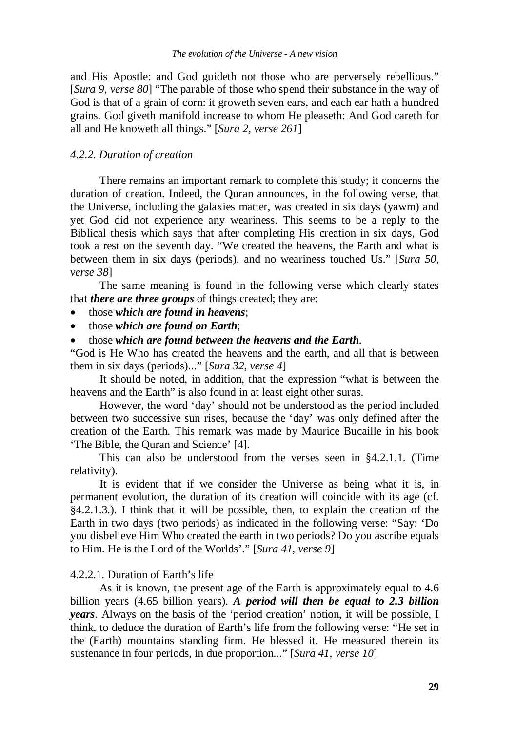and His Apostle: and God guideth not those who are perversely rebellious." [*Sura 9, verse 80*] "The parable of those who spend their substance in the way of God is that of a grain of corn: it groweth seven ears, and each ear hath a hundred grains. God giveth manifold increase to whom He pleaseth: And God careth for all and He knoweth all things." [*Sura 2, verse 261*]

### *4.2.2. Duration of creation*

There remains an important remark to complete this study; it concerns the duration of creation. Indeed, the Quran announces, in the following verse, that the Universe, including the galaxies matter, was created in six days (yawm) and yet God did not experience any weariness. This seems to be a reply to the Biblical thesis which says that after completing His creation in six days, God took a rest on the seventh day. "We created the heavens, the Earth and what is between them in six days (periods), and no weariness touched Us." [*Sura 50, verse 38*]

The same meaning is found in the following verse which clearly states that ***there are three groups*** of things created; they are:

- those ***which are found in heavens***;
- those ***which are found on Earth***;
- those ***which are found between the heavens and the Earth***.

"God is He Who has created the heavens and the earth, and all that is between them in six days (periods)..." [*Sura 32, verse 4*]

It should be noted, in addition, that the expression "what is between the heavens and the Earth" is also found in at least eight other suras.

However, the word 'day' should not be understood as the period included between two successive sun rises, because the 'day' was only defined after the creation of the Earth. This remark was made by Maurice Bucaille in his book 'The Bible, the Quran and Science' [4].

This can also be understood from the verses seen in §4.2.1.1. (Time relativity).

It is evident that if we consider the Universe as being what it is, in permanent evolution, the duration of its creation will coincide with its age (cf. §4.2.1.3.). I think that it will be possible, then, to explain the creation of the Earth in two days (two periods) as indicated in the following verse: "Say: 'Do you disbelieve Him Who created the earth in two periods? Do you ascribe equals to Him. He is the Lord of the Worlds'." [*Sura 41, verse 9*]

#### 4.2.2.1. Duration of Earth's life

As it is known, the present age of the Earth is approximately equal to 4.6 billion years (4.65 billion years). ***A period will then be equal to 2.3 billion years***. Always on the basis of the 'period creation' notion, it will be possible, I think, to deduce the duration of Earth's life from the following verse: "He set in the (Earth) mountains standing firm. He blessed it. He measured therein its sustenance in four periods, in due proportion..." [*Sura 41, verse 10*]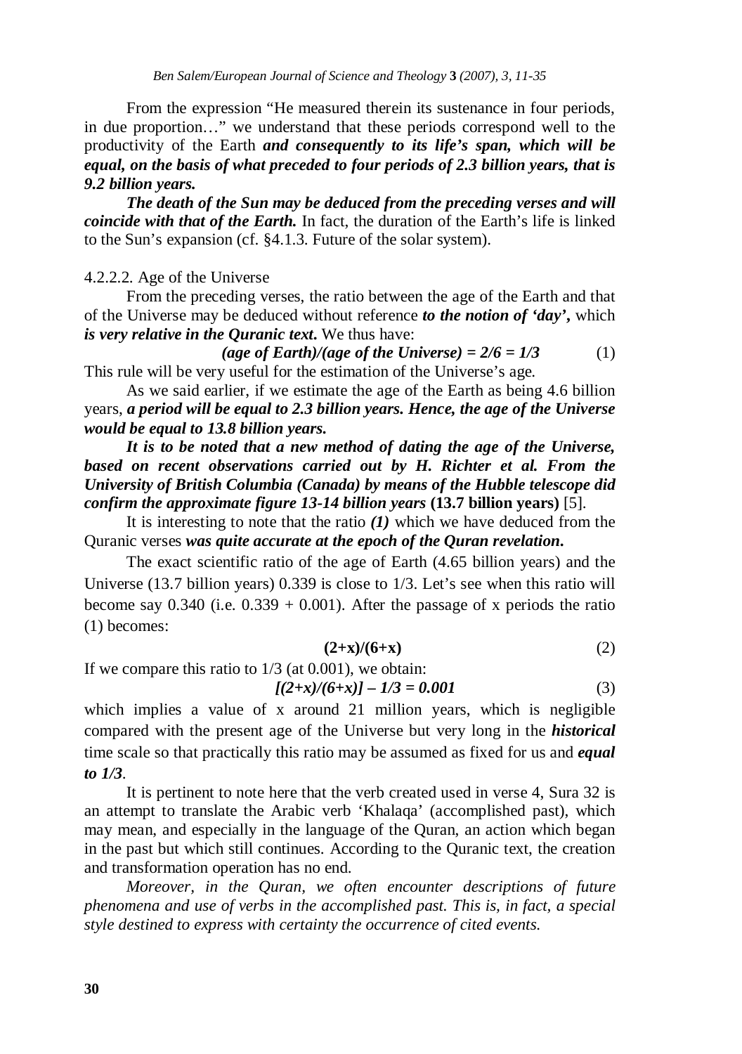From the expression “He measured therein its sustenance in four periods, in due proportion…” we understand that these periods correspond well to the productivity of the Earth ***and consequently to its life’s span, which will be equal, on the basis of what preceded to four periods of 2.3 billion years, that is 9.2 billion years.***

***The death of the Sun may be deduced from the preceding verses and will coincide with that of the Earth.*** In fact, the duration of the Earth’s life is linked to the Sun’s expansion (cf. §4.1.3. Future of the solar system).

#### 4.2.2.2. Age of the Universe

From the preceding verses, the ratio between the age of the Earth and that of the Universe may be deduced without reference ***to the notion of ‘day’,*** which ***is very relative in the Quranic text.*** We thus have:

$$\textit{(age of Earth)/(age of the Universe)} = 2/6 = 1/3 \qquad (1)$$

This rule will be very useful for the estimation of the Universe’s age.

As we said earlier, if we estimate the age of the Earth as being 4.6 billion years, ***a period will be equal to 2.3 billion years. Hence, the age of the Universe would be equal to 13.8 billion years.***

***It is to be noted that a new method of dating the age of the Universe, based on recent observations carried out by H. Richter et al. From the University of British Columbia (Canada) by means of the Hubble telescope did confirm the approximate figure 13-14 billion years*** **(13.7 billion years)** [5].

It is interesting to note that the ratio ***(1)*** which we have deduced from the Quranic verses ***was quite accurate at the epoch of the Quran revelation.***

The exact scientific ratio of the age of Earth (4.65 billion years) and the Universe (13.7 billion years) 0.339 is close to 1/3. Let’s see when this ratio will become say 0.340 (i.e. 0.339 + 0.001). After the passage of x periods the ratio (1) becomes:

$$(2+x)/(6+x) \qquad (2)$$

If we compare this ratio to 1/3 (at 0.001), we obtain:

$$[(2+x)/(6+x)] - 1/3 = 0.001 \qquad (3)$$

which implies a value of x around 21 million years, which is negligible compared with the present age of the Universe but very long in the ***historical*** time scale so that practically this ratio may be assumed as fixed for us and ***equal to 1/3***.

It is pertinent to note here that the verb created used in verse 4, Sura 32 is an attempt to translate the Arabic verb ‘Khalaqa’ (accomplished past), which may mean, and especially in the language of the Quran, an action which began in the past but which still continues. According to the Quranic text, the creation and transformation operation has no end.

*Moreover, in the Quran, we often encounter descriptions of future phenomena and use of verbs in the accomplished past. This is, in fact, a special style destined to express with certainty the occurrence of cited events.*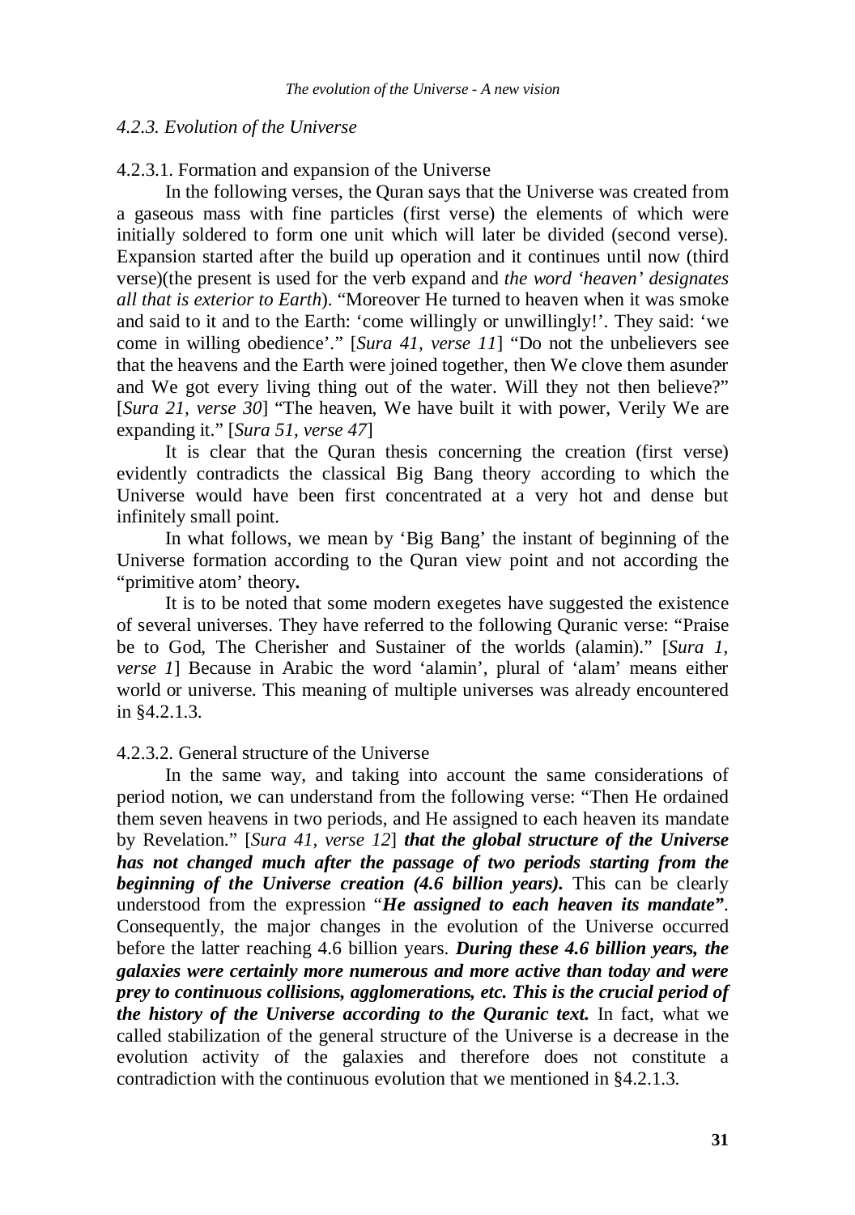### *4.2.3. Evolution of the Universe*

#### 4.2.3.1. Formation and expansion of the Universe

In the following verses, the Quran says that the Universe was created from a gaseous mass with fine particles (first verse) the elements of which were initially soldered to form one unit which will later be divided (second verse). Expansion started after the build up operation and it continues until now (third verse)(the present is used for the verb expand and *the word 'heaven' designates all that is exterior to Earth*). "Moreover He turned to heaven when it was smoke and said to it and to the Earth: 'come willingly or unwillingly!'. They said: 'we come in willing obedience'." [*Sura 41, verse 11*] "Do not the unbelievers see that the heavens and the Earth were joined together, then We clove them asunder and We got every living thing out of the water. Will they not then believe?" [*Sura 21, verse 30*] "The heaven, We have built it with power, Verily We are expanding it." [*Sura 51, verse 47*]

It is clear that the Quran thesis concerning the creation (first verse) evidently contradicts the classical Big Bang theory according to which the Universe would have been first concentrated at a very hot and dense but infinitely small point.

In what follows, we mean by 'Big Bang' the instant of beginning of the Universe formation according to the Quran view point and not according the "primitive atom' theory**.**

It is to be noted that some modern exegetes have suggested the existence of several universes. They have referred to the following Quranic verse: "Praise be to God, The Cherisher and Sustainer of the worlds (alamin)." [*Sura 1, verse 1*] Because in Arabic the word 'alamin', plural of 'alam' means either world or universe. This meaning of multiple universes was already encountered in §4.2.1.3.

#### 4.2.3.2. General structure of the Universe

In the same way, and taking into account the same considerations of period notion, we can understand from the following verse: "Then He ordained them seven heavens in two periods, and He assigned to each heaven its mandate by Revelation." [*Sura 41, verse 12*] ***that the global structure of the Universe has not changed much after the passage of two periods starting from the beginning of the Universe creation (4.6 billion years).*** This can be clearly understood from the expression "***He assigned to each heaven its mandate"***. Consequently, the major changes in the evolution of the Universe occurred before the latter reaching 4.6 billion years. ***During these 4.6 billion years, the galaxies were certainly more numerous and more active than today and were prey to continuous collisions, agglomerations, etc. This is the crucial period of the history of the Universe according to the Quranic text.*** In fact, what we called stabilization of the general structure of the Universe is a decrease in the evolution activity of the galaxies and therefore does not constitute a contradiction with the continuous evolution that we mentioned in §4.2.1.3.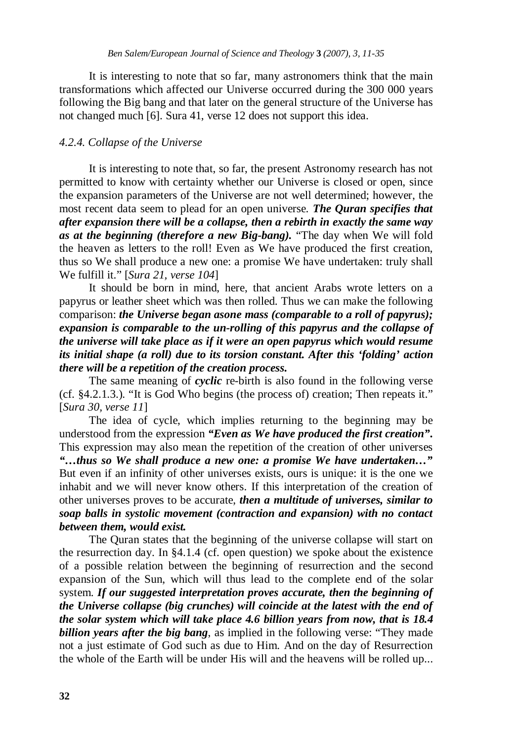It is interesting to note that so far, many astronomers think that the main transformations which affected our Universe occurred during the 300 000 years following the Big bang and that later on the general structure of the Universe has not changed much [6]. Sura 41, verse 12 does not support this idea.

#### *4.2.4. Collapse of the Universe*

It is interesting to note that, so far, the present Astronomy research has not permitted to know with certainty whether our Universe is closed or open, since the expansion parameters of the Universe are not well determined; however, the most recent data seem to plead for an open universe. ***The Quran specifies that after expansion there will be a collapse, then a rebirth in exactly the same way as at the beginning (therefore a new Big-bang).*** "The day when We will fold the heaven as letters to the roll! Even as We have produced the first creation, thus so We shall produce a new one: a promise We have undertaken: truly shall We fulfill it." [*Sura 21, verse 104*]

It should be born in mind, here, that ancient Arabs wrote letters on a papyrus or leather sheet which was then rolled. Thus we can make the following comparison: ***the Universe began asone mass (comparable to a roll of papyrus); expansion is comparable to the un-rolling of this papyrus and the collapse of the universe will take place as if it were an open papyrus which would resume its initial shape (a roll) due to its torsion constant. After this 'folding' action there will be a repetition of the creation process.***

The same meaning of ***cyclic*** re-birth is also found in the following verse (cf. §4.2.1.3.). "It is God Who begins (the process of) creation; Then repeats it." [*Sura 30, verse 11*]

The idea of cycle, which implies returning to the beginning may be understood from the expression ***"Even as We have produced the first creation".*** This expression may also mean the repetition of the creation of other universes ***"…thus so We shall produce a new one: a promise We have undertaken…"*** But even if an infinity of other universes exists, ours is unique: it is the one we inhabit and we will never know others. If this interpretation of the creation of other universes proves to be accurate, ***then a multitude of universes, similar to soap balls in systolic movement (contraction and expansion) with no contact between them, would exist.***

The Quran states that the beginning of the universe collapse will start on the resurrection day. In §4.1.4 (cf. open question) we spoke about the existence of a possible relation between the beginning of resurrection and the second expansion of the Sun, which will thus lead to the complete end of the solar system. ***If our suggested interpretation proves accurate, then the beginning of the Universe collapse (big crunches) will coincide at the latest with the end of the solar system which will take place 4.6 billion years from now, that is 18.4 billion years after the big bang***, as implied in the following verse: "They made not a just estimate of God such as due to Him. And on the day of Resurrection the whole of the Earth will be under His will and the heavens will be rolled up...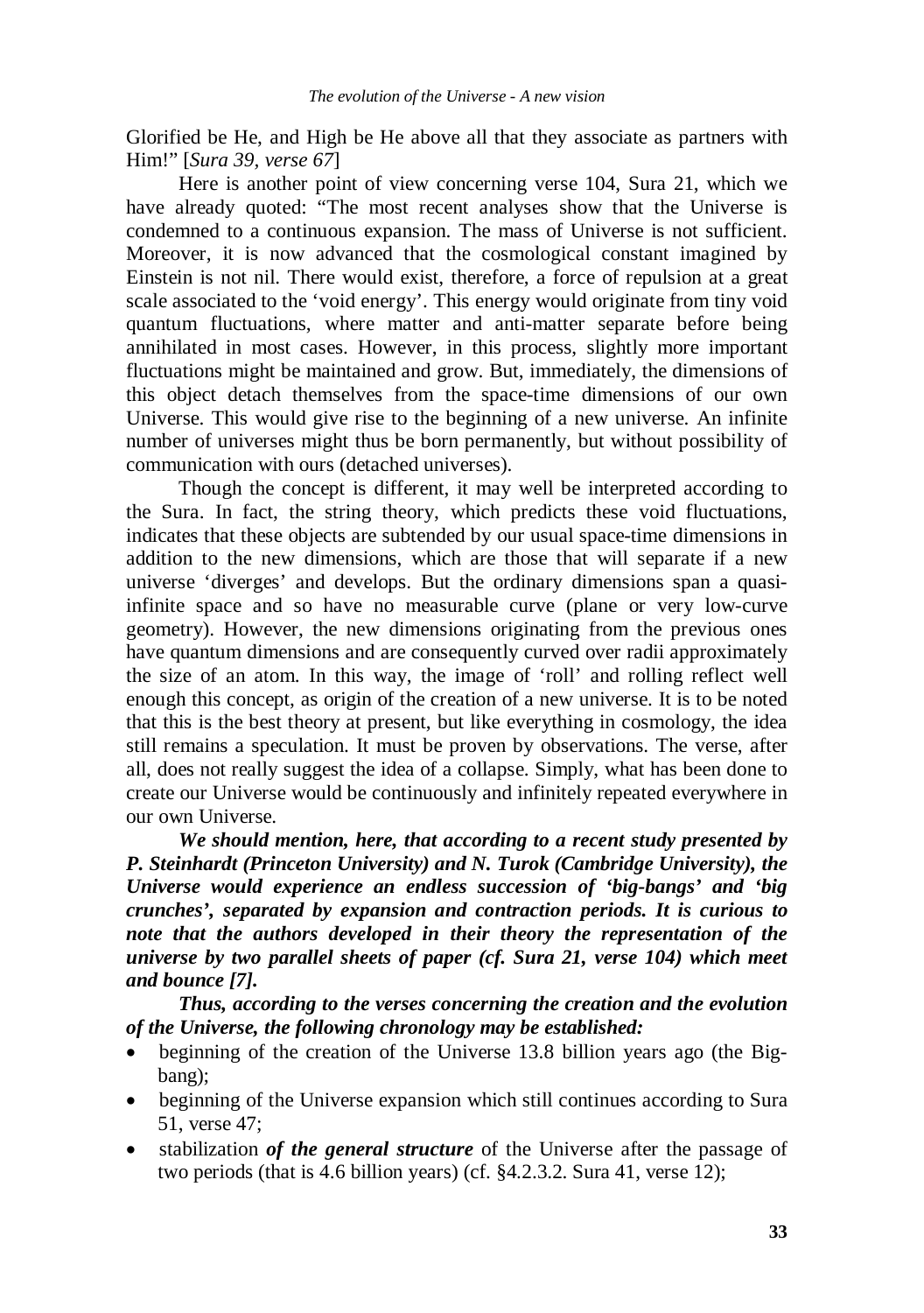Glorified be He, and High be He above all that they associate as partners with Him!" [*Sura 39, verse 67*]

Here is another point of view concerning verse 104, Sura 21, which we have already quoted: "The most recent analyses show that the Universe is condemned to a continuous expansion. The mass of Universe is not sufficient. Moreover, it is now advanced that the cosmological constant imagined by Einstein is not nil. There would exist, therefore, a force of repulsion at a great scale associated to the 'void energy'. This energy would originate from tiny void quantum fluctuations, where matter and anti-matter separate before being annihilated in most cases. However, in this process, slightly more important fluctuations might be maintained and grow. But, immediately, the dimensions of this object detach themselves from the space-time dimensions of our own Universe. This would give rise to the beginning of a new universe. An infinite number of universes might thus be born permanently, but without possibility of communication with ours (detached universes).

Though the concept is different, it may well be interpreted according to the Sura. In fact, the string theory, which predicts these void fluctuations, indicates that these objects are subtended by our usual space-time dimensions in addition to the new dimensions, which are those that will separate if a new universe 'diverges' and develops. But the ordinary dimensions span a quasi-infinite space and so have no measurable curve (plane or very low-curve geometry). However, the new dimensions originating from the previous ones have quantum dimensions and are consequently curved over radii approximately the size of an atom. In this way, the image of 'roll' and rolling reflect well enough this concept, as origin of the creation of a new universe. It is to be noted that this is the best theory at present, but like everything in cosmology, the idea still remains a speculation. It must be proven by observations. The verse, after all, does not really suggest the idea of a collapse. Simply, what has been done to create our Universe would be continuously and infinitely repeated everywhere in our own Universe.

***We should mention, here, that according to a recent study presented by P. Steinhardt (Princeton University) and N. Turok (Cambridge University), the Universe would experience an endless succession of 'big-bangs' and 'big crunches', separated by expansion and contraction periods. It is curious to note that the authors developed in their theory the representation of the universe by two parallel sheets of paper (cf. Sura 21, verse 104) which meet and bounce [7].***

***Thus, according to the verses concerning the creation and the evolution of the Universe, the following chronology may be established:***

- beginning of the creation of the Universe 13.8 billion years ago (the Big-bang);
- beginning of the Universe expansion which still continues according to Sura 51, verse 47;
- stabilization ***of the general structure*** of the Universe after the passage of two periods (that is 4.6 billion years) (cf. §4.2.3.2. Sura 41, verse 12);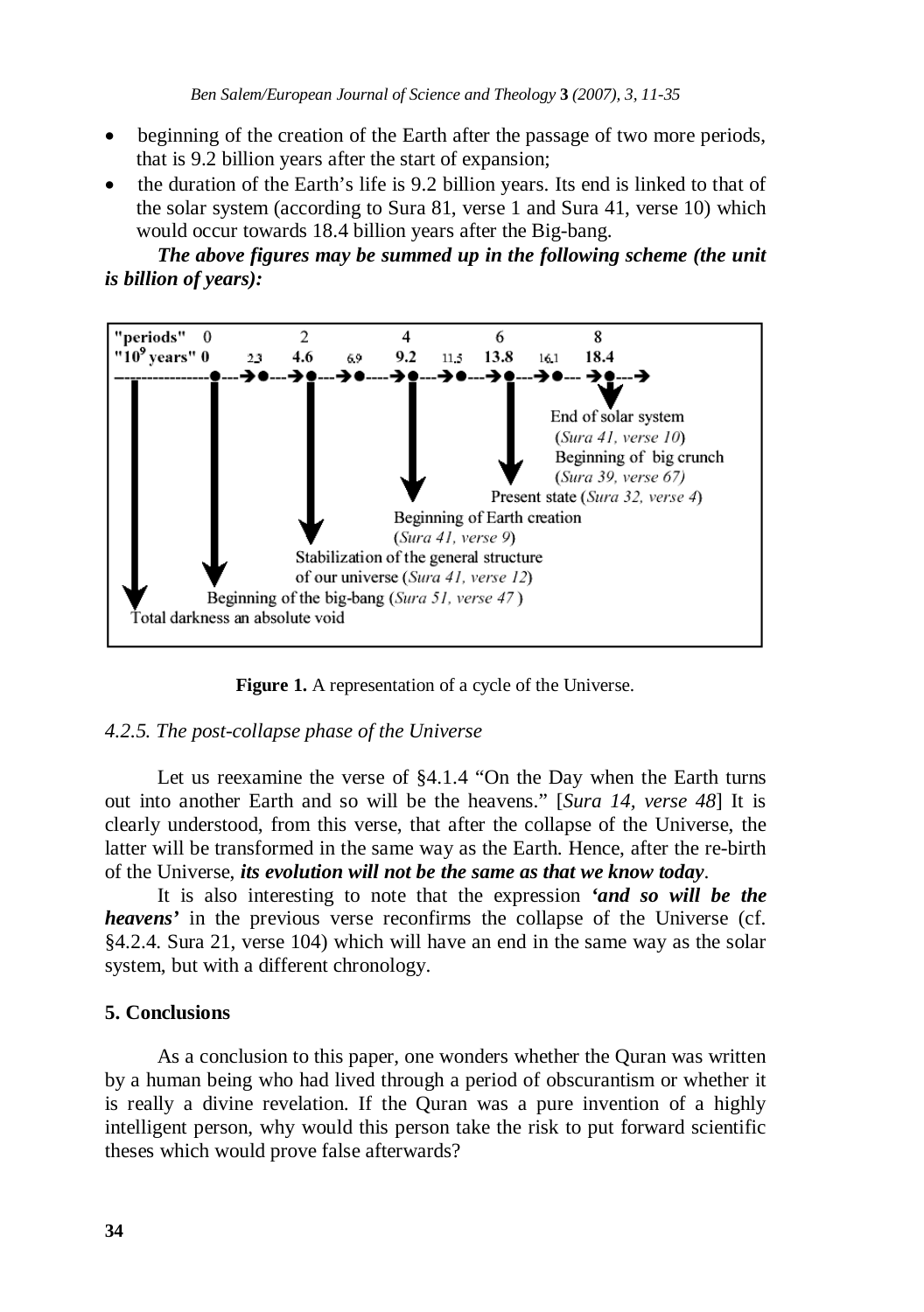- beginning of the creation of the Earth after the passage of two more periods, that is 9.2 billion years after the start of expansion;
- the duration of the Earth's life is 9.2 billion years. Its end is linked to that of the solar system (according to Sura 81, verse 1 and Sura 41, verse 10) which would occur towards 18.4 billion years after the Big-bang.

***The above figures may be summed up in the following scheme (the unit is billion of years):***

```
"periods"   0         2         4          6          8
"10^9 years" 0   2.3  4.6  6.9  9.2  11.5  13.8  16.1  18.4
```

- Total darkness an absolute void
- Beginning of the big-bang (*Sura 51, verse 47*) — 0
- Stabilization of the general structure of our universe (*Sura 41, verse 12*) — 4.6
- Beginning of Earth creation (*Sura 41, verse 9*) — 9.2
- Present state (*Sura 32, verse 4*) — 13.8
- End of solar system (*Sura 41, verse 10*) Beginning of big crunch (*Sura 39, verse 67*) — 18.4

**Figure 1.** A representation of a cycle of the Universe.

### *4.2.5. The post-collapse phase of the Universe*

Let us reexamine the verse of §4.1.4 "On the Day when the Earth turns out into another Earth and so will be the heavens." [*Sura 14, verse 48*] It is clearly understood, from this verse, that after the collapse of the Universe, the latter will be transformed in the same way as the Earth. Hence, after the re-birth of the Universe, ***its evolution will not be the same as that we know today***.

It is also interesting to note that the expression ***'and so will be the heavens'*** in the previous verse reconfirms the collapse of the Universe (cf. §4.2.4. Sura 21, verse 104) which will have an end in the same way as the solar system, but with a different chronology.

## 5. Conclusions

As a conclusion to this paper, one wonders whether the Quran was written by a human being who had lived through a period of obscurantism or whether it is really a divine revelation. If the Quran was a pure invention of a highly intelligent person, why would this person take the risk to put forward scientific theses which would prove false afterwards?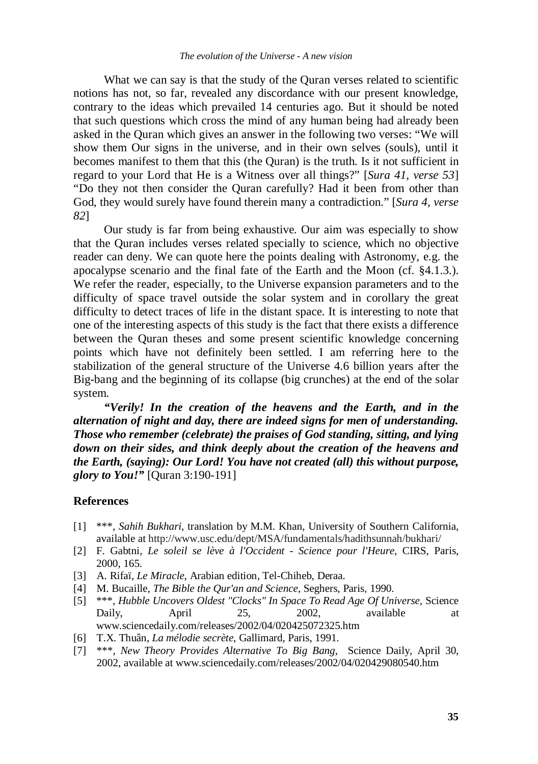What we can say is that the study of the Quran verses related to scientific notions has not, so far, revealed any discordance with our present knowledge, contrary to the ideas which prevailed 14 centuries ago. But it should be noted that such questions which cross the mind of any human being had already been asked in the Quran which gives an answer in the following two verses: "We will show them Our signs in the universe, and in their own selves (souls), until it becomes manifest to them that this (the Quran) is the truth. Is it not sufficient in regard to your Lord that He is a Witness over all things?" [*Sura 41, verse 53*] "Do they not then consider the Quran carefully? Had it been from other than God, they would surely have found therein many a contradiction." [*Sura 4, verse 82*]

Our study is far from being exhaustive. Our aim was especially to show that the Quran includes verses related specially to science, which no objective reader can deny. We can quote here the points dealing with Astronomy, e.g. the apocalypse scenario and the final fate of the Earth and the Moon (cf. §4.1.3.). We refer the reader, especially, to the Universe expansion parameters and to the difficulty of space travel outside the solar system and in corollary the great difficulty to detect traces of life in the distant space. It is interesting to note that one of the interesting aspects of this study is the fact that there exists a difference between the Quran theses and some present scientific knowledge concerning points which have not definitely been settled. I am referring here to the stabilization of the general structure of the Universe 4.6 billion years after the Big-bang and the beginning of its collapse (big crunches) at the end of the solar system.

***"Verily! In the creation of the heavens and the Earth, and in the alternation of night and day, there are indeed signs for men of understanding. Those who remember (celebrate) the praises of God standing, sitting, and lying down on their sides, and think deeply about the creation of the heavens and the Earth, (saying): Our Lord! You have not created (all) this without purpose, glory to You!"*** [Quran 3:190-191]

## References

[1] ***, *Sahih Bukhari*, translation by M.M. Khan, University of Southern California, available at http://www.usc.edu/dept/MSA/fundamentals/hadithsunnah/bukhari/

[2] F. Gabtni, *Le soleil se lève à l'Occident - Science pour l'Heure*, CIRS, Paris, 2000, 165.

[3] A. Rifaï, *Le Miracle*, Arabian edition, Tel-Chiheb, Deraa.

[4] M. Bucaille, *The Bible the Qur'an and Science*, Seghers, Paris, 1990.

[5] ***, *Hubble Uncovers Oldest "Clocks" In Space To Read Age Of Universe*, Science Daily, April 25, 2002, available at www.sciencedaily.com/releases/2002/04/020425072325.htm

[6] T.X. Thuân, *La mélodie secrète*, Gallimard, Paris, 1991.

[7] ***, *New Theory Provides Alternative To Big Bang*, Science Daily, April 30, 2002, available at www.sciencedaily.com/releases/2002/04/020429080540.htm